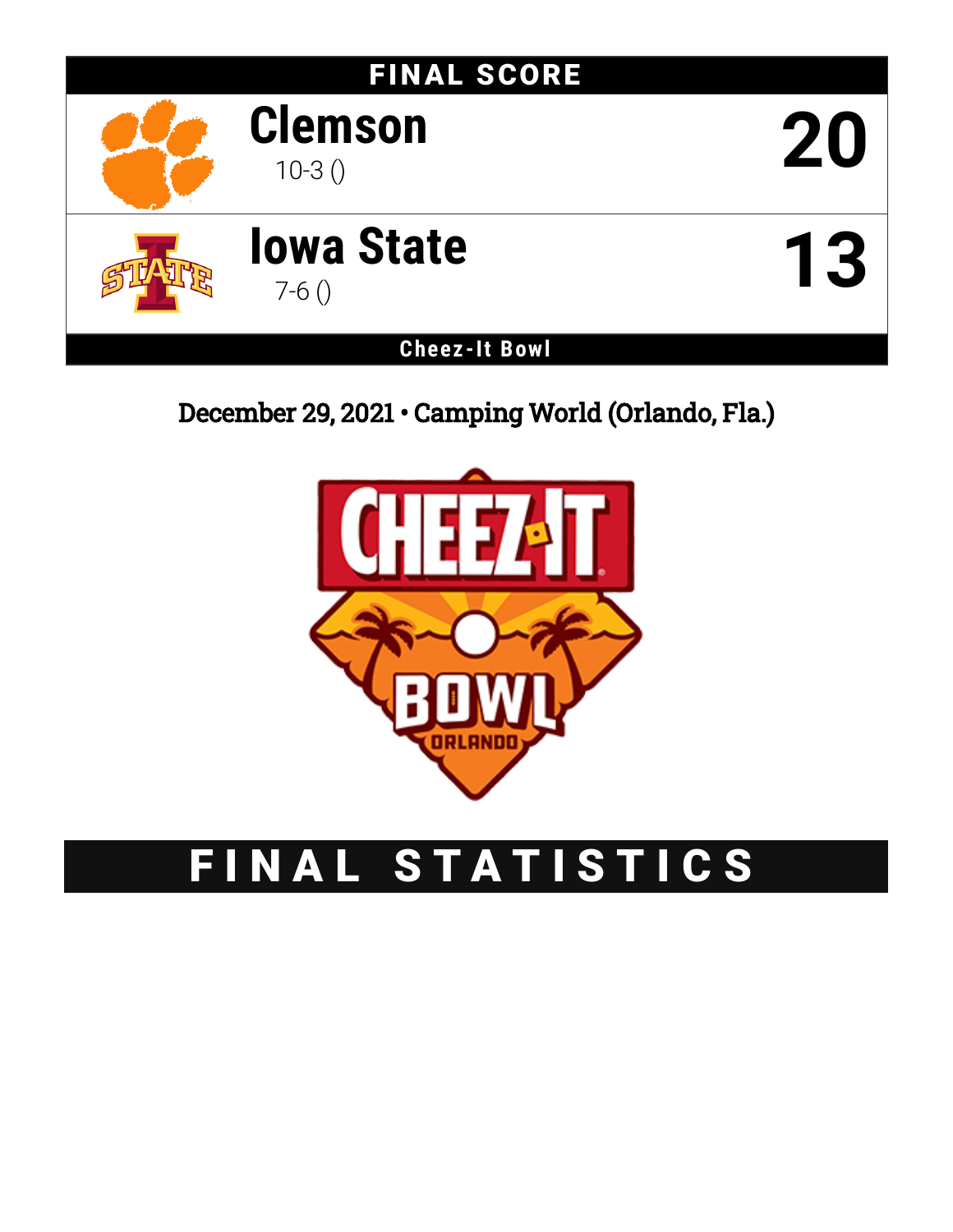# FINAL SCORE

| | | |
|---|---|---|
| **Clemson** | 10-3 () | **20** |
| **Iowa State** | 7-6 () | **13** |

**Cheez-It Bowl**

December 29, 2021 • Camping World (Orlando, Fla.)

# FINAL STATISTICS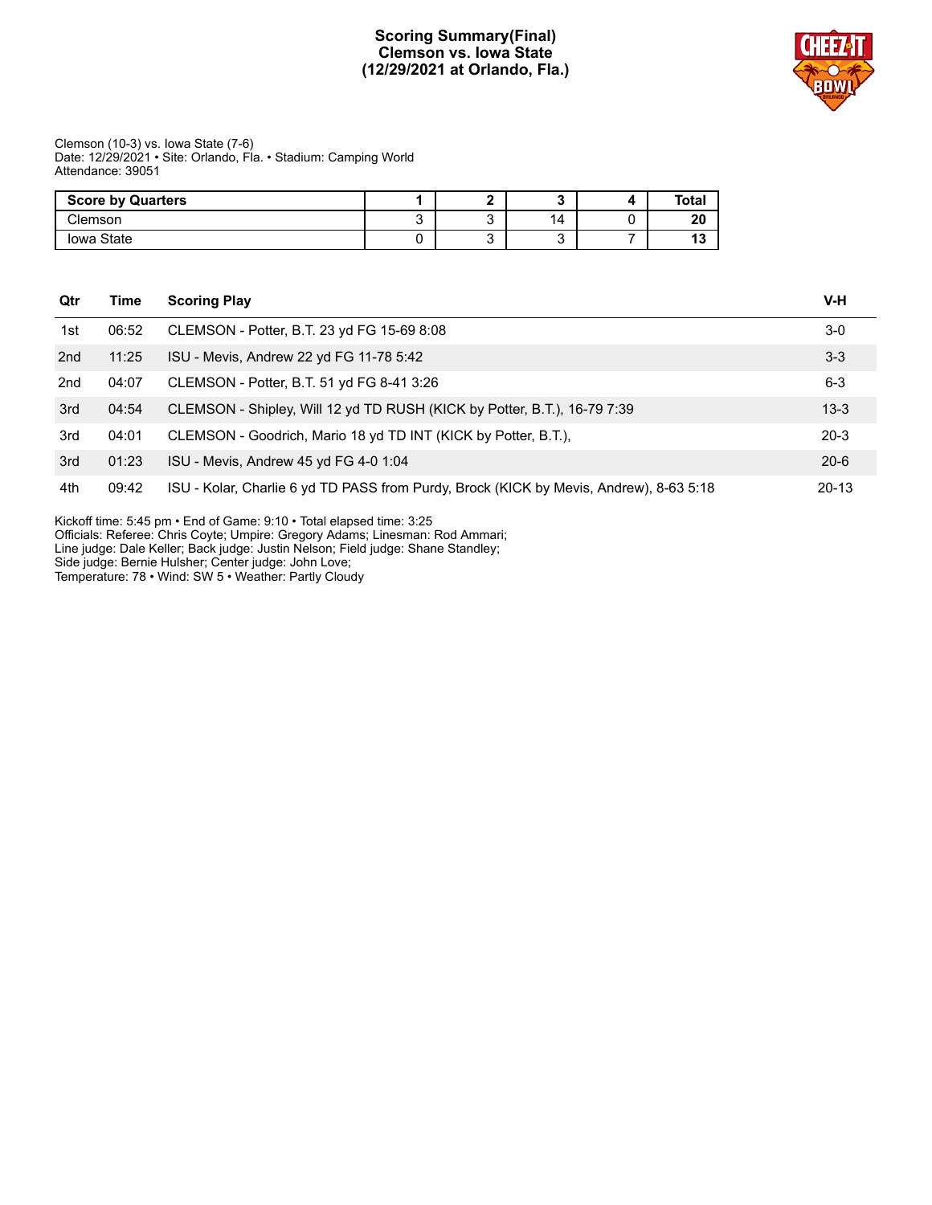# Scoring Summary(Final)
## Clemson vs. Iowa State
## (12/29/2021 at Orlando, Fla.)

Clemson (10-3) vs. Iowa State (7-6)
Date: 12/29/2021 • Site: Orlando, Fla. • Stadium: Camping World
Attendance: 39051

| Score by Quarters | 1 | 2 | 3 | 4 | Total |
|---|---|---|---|---|---|
| Clemson | 3 | 3 | 14 | 0 | **20** |
| Iowa State | 0 | 3 | 3 | 7 | **13** |

| Qtr | Time | Scoring Play | V-H |
|---|---|---|---|
| 1st | 06:52 | CLEMSON - Potter, B.T. 23 yd FG 15-69 8:08 | 3-0 |
| 2nd | 11:25 | ISU - Mevis, Andrew 22 yd FG 11-78 5:42 | 3-3 |
| 2nd | 04:07 | CLEMSON - Potter, B.T. 51 yd FG 8-41 3:26 | 6-3 |
| 3rd | 04:54 | CLEMSON - Shipley, Will 12 yd TD RUSH (KICK by Potter, B.T.), 16-79 7:39 | 13-3 |
| 3rd | 04:01 | CLEMSON - Goodrich, Mario 18 yd TD INT (KICK by Potter, B.T.), | 20-3 |
| 3rd | 01:23 | ISU - Mevis, Andrew 45 yd FG 4-0 1:04 | 20-6 |
| 4th | 09:42 | ISU - Kolar, Charlie 6 yd TD PASS from Purdy, Brock (KICK by Mevis, Andrew), 8-63 5:18 | 20-13 |

Kickoff time: 5:45 pm • End of Game: 9:10 • Total elapsed time: 3:25
Officials: Referee: Chris Coyte; Umpire: Gregory Adams; Linesman: Rod Ammari;
Line judge: Dale Keller; Back judge: Justin Nelson; Field judge: Shane Standley;
Side judge: Bernie Hulsher; Center judge: John Love;
Temperature: 78 • Wind: SW 5 • Weather: Partly Cloudy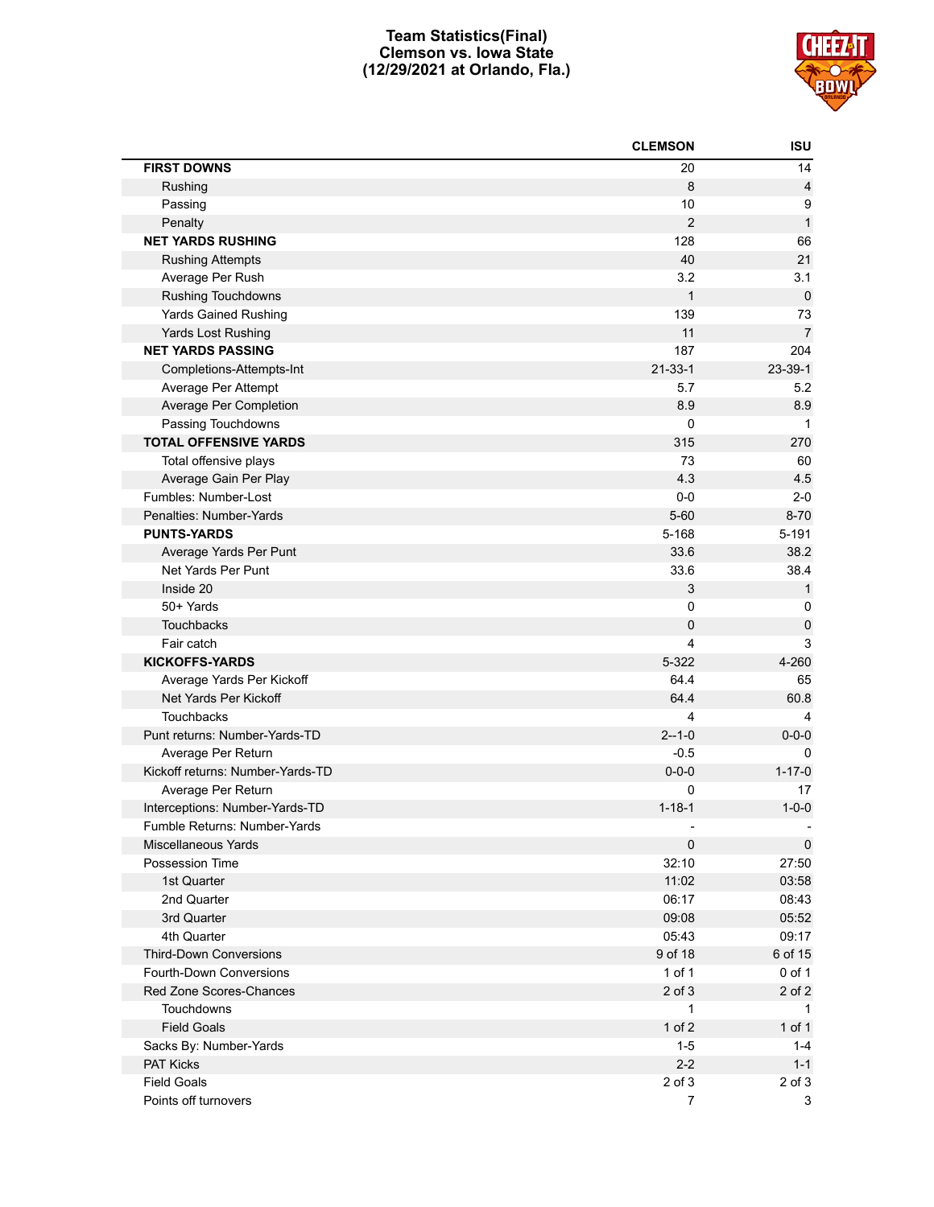# Team Statistics(Final)
## Clemson vs. Iowa State
## (12/29/2021 at Orlando, Fla.)

| | CLEMSON | ISU |
|---|---|---|
| **FIRST DOWNS** | 20 | 14 |
| Rushing | 8 | 4 |
| Passing | 10 | 9 |
| Penalty | 2 | 1 |
| **NET YARDS RUSHING** | 128 | 66 |
| Rushing Attempts | 40 | 21 |
| Average Per Rush | 3.2 | 3.1 |
| Rushing Touchdowns | 1 | 0 |
| Yards Gained Rushing | 139 | 73 |
| Yards Lost Rushing | 11 | 7 |
| **NET YARDS PASSING** | 187 | 204 |
| Completions-Attempts-Int | 21-33-1 | 23-39-1 |
| Average Per Attempt | 5.7 | 5.2 |
| Average Per Completion | 8.9 | 8.9 |
| Passing Touchdowns | 0 | 1 |
| **TOTAL OFFENSIVE YARDS** | 315 | 270 |
| Total offensive plays | 73 | 60 |
| Average Gain Per Play | 4.3 | 4.5 |
| Fumbles: Number-Lost | 0-0 | 2-0 |
| Penalties: Number-Yards | 5-60 | 8-70 |
| **PUNTS-YARDS** | 5-168 | 5-191 |
| Average Yards Per Punt | 33.6 | 38.2 |
| Net Yards Per Punt | 33.6 | 38.4 |
| Inside 20 | 3 | 1 |
| 50+ Yards | 0 | 0 |
| Touchbacks | 0 | 0 |
| Fair catch | 4 | 3 |
| **KICKOFFS-YARDS** | 5-322 | 4-260 |
| Average Yards Per Kickoff | 64.4 | 65 |
| Net Yards Per Kickoff | 64.4 | 60.8 |
| Touchbacks | 4 | 4 |
| Punt returns: Number-Yards-TD | 2--1-0 | 0-0-0 |
| Average Per Return | -0.5 | 0 |
| Kickoff returns: Number-Yards-TD | 0-0-0 | 1-17-0 |
| Average Per Return | 0 | 17 |
| Interceptions: Number-Yards-TD | 1-18-1 | 1-0-0 |
| Fumble Returns: Number-Yards | - | - |
| Miscellaneous Yards | 0 | 0 |
| Possession Time | 32:10 | 27:50 |
| 1st Quarter | 11:02 | 03:58 |
| 2nd Quarter | 06:17 | 08:43 |
| 3rd Quarter | 09:08 | 05:52 |
| 4th Quarter | 05:43 | 09:17 |
| Third-Down Conversions | 9 of 18 | 6 of 15 |
| Fourth-Down Conversions | 1 of 1 | 0 of 1 |
| Red Zone Scores-Chances | 2 of 3 | 2 of 2 |
| Touchdowns | 1 | 1 |
| Field Goals | 1 of 2 | 1 of 1 |
| Sacks By: Number-Yards | 1-5 | 1-4 |
| PAT Kicks | 2-2 | 1-1 |
| Field Goals | 2 of 3 | 2 of 3 |
| Points off turnovers | 7 | 3 |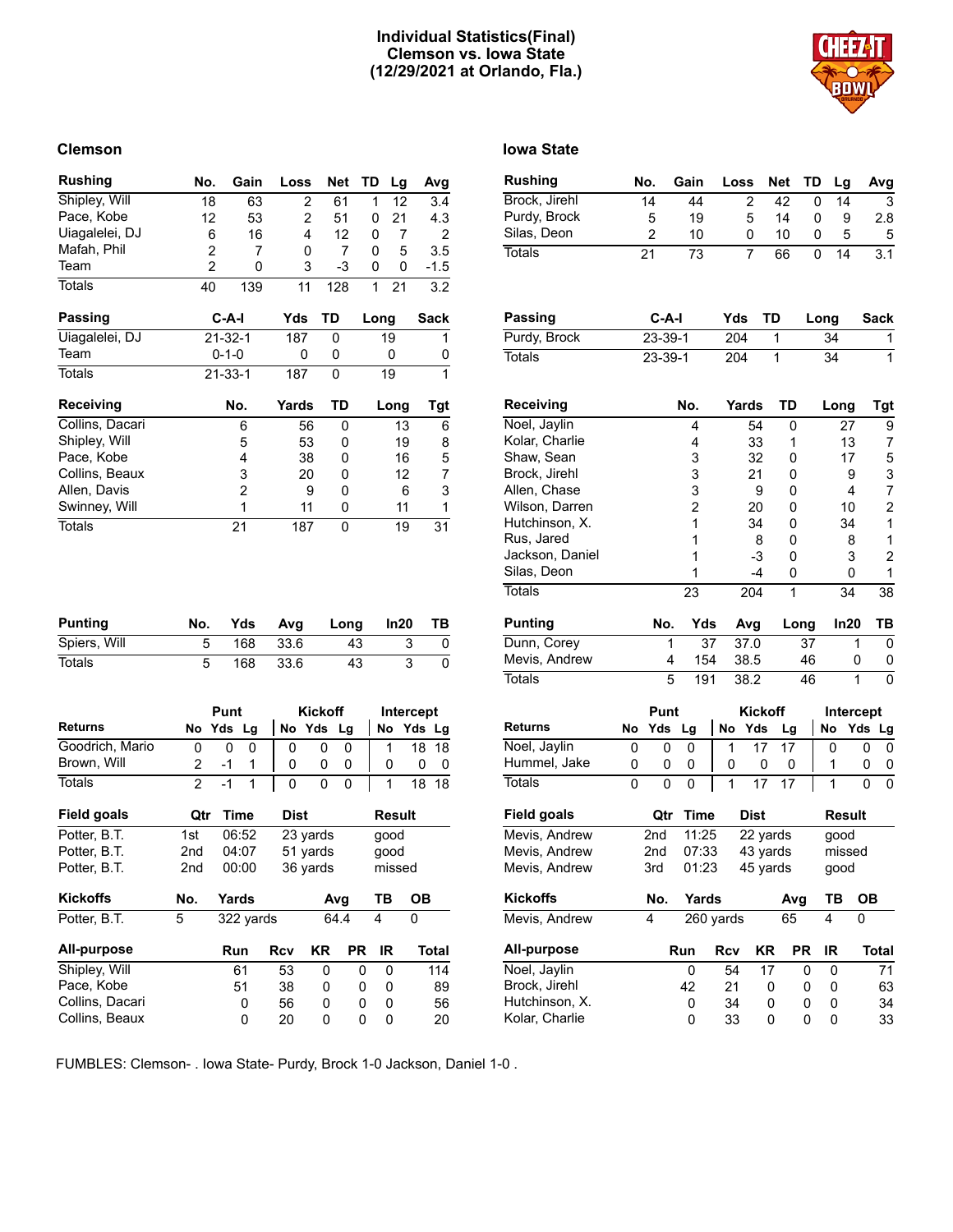# Individual Statistics(Final)
## Clemson vs. Iowa State
## (12/29/2021 at Orlando, Fla.)

## Clemson

| Rushing | No. | Gain | Loss | Net | TD | Lg | Avg |
|---|---|---|---|---|---|---|---|
| Shipley, Will | 18 | 63 | 2 | 61 | 1 | 12 | 3.4 |
| Pace, Kobe | 12 | 53 | 2 | 51 | 0 | 21 | 4.3 |
| Uiagalelei, DJ | 6 | 16 | 4 | 12 | 0 | 7 | 2 |
| Mafah, Phil | 2 | 7 | 0 | 7 | 0 | 5 | 3.5 |
| Team | 2 | 0 | 3 | -3 | 0 | 0 | -1.5 |
| Totals | 40 | 139 | 11 | 128 | 1 | 21 | 3.2 |

| Passing | C-A-I | Yds | TD | Long | Sack |
|---|---|---|---|---|---|
| Uiagalelei, DJ | 21-32-1 | 187 | 0 | 19 | 1 |
| Team | 0-1-0 | 0 | 0 | 0 | 0 |
| Totals | 21-33-1 | 187 | 0 | 19 | 1 |

| Receiving | No. | Yards | TD | Long | Tgt |
|---|---|---|---|---|---|
| Collins, Dacari | 6 | 56 | 0 | 13 | 6 |
| Shipley, Will | 5 | 53 | 0 | 19 | 8 |
| Pace, Kobe | 4 | 38 | 0 | 16 | 5 |
| Collins, Beaux | 3 | 20 | 0 | 12 | 7 |
| Allen, Davis | 2 | 9 | 0 | 6 | 3 |
| Swinney, Will | 1 | 11 | 0 | 11 | 1 |
| Totals | 21 | 187 | 0 | 19 | 31 |

| Punting | No. | Yds | Avg | Long | In20 | TB |
|---|---|---|---|---|---|---|
| Spiers, Will | 5 | 168 | 33.6 | 43 | 3 | 0 |
| Totals | 5 | 168 | 33.6 | 43 | 3 | 0 |

| | Punt | | | Kickoff | | | Intercept | | |
|---|---|---|---|---|---|---|---|---|---|
| Returns | No | Yds | Lg | No | Yds | Lg | No | Yds | Lg |
| Goodrich, Mario | 0 | 0 | 0 | 0 | 0 | 0 | 1 | 18 | 18 |
| Brown, Will | 2 | -1 | 1 | 0 | 0 | 0 | 0 | 0 | 0 |
| Totals | 2 | -1 | 1 | 0 | 0 | 0 | 1 | 18 | 18 |

| Field goals | Qtr | Time | Dist | Result |
|---|---|---|---|---|
| Potter, B.T. | 1st | 06:52 | 23 yards | good |
| Potter, B.T. | 2nd | 04:07 | 51 yards | good |
| Potter, B.T. | 2nd | 00:00 | 36 yards | missed |

| Kickoffs | No. | Yards | Avg | TB | OB |
|---|---|---|---|---|---|
| Potter, B.T. | 5 | 322 yards | 64.4 | 4 | 0 |

| All-purpose | Run | Rcv | KR | PR | IR | Total |
|---|---|---|---|---|---|---|
| Shipley, Will | 61 | 53 | 0 | 0 | 0 | 114 |
| Pace, Kobe | 51 | 38 | 0 | 0 | 0 | 89 |
| Collins, Dacari | 0 | 56 | 0 | 0 | 0 | 56 |
| Collins, Beaux | 0 | 20 | 0 | 0 | 0 | 20 |

## Iowa State

| Rushing | No. | Gain | Loss | Net | TD | Lg | Avg |
|---|---|---|---|---|---|---|---|
| Brock, Jirehl | 14 | 44 | 2 | 42 | 0 | 14 | 3 |
| Purdy, Brock | 5 | 19 | 5 | 14 | 0 | 9 | 2.8 |
| Silas, Deon | 2 | 10 | 0 | 10 | 0 | 5 | 5 |
| Totals | 21 | 73 | 7 | 66 | 0 | 14 | 3.1 |

| Passing | C-A-I | Yds | TD | Long | Sack |
|---|---|---|---|---|---|
| Purdy, Brock | 23-39-1 | 204 | 1 | 34 | 1 |
| Totals | 23-39-1 | 204 | 1 | 34 | 1 |

| Receiving | No. | Yards | TD | Long | Tgt |
|---|---|---|---|---|---|
| Noel, Jaylin | 4 | 54 | 0 | 27 | 9 |
| Kolar, Charlie | 4 | 33 | 1 | 13 | 7 |
| Shaw, Sean | 3 | 32 | 0 | 17 | 5 |
| Brock, Jirehl | 3 | 21 | 0 | 9 | 3 |
| Allen, Chase | 3 | 9 | 0 | 4 | 7 |
| Wilson, Darren | 2 | 20 | 0 | 10 | 2 |
| Hutchinson, X. | 1 | 34 | 0 | 34 | 1 |
| Rus, Jared | 1 | 8 | 0 | 8 | 1 |
| Jackson, Daniel | 1 | -3 | 0 | 3 | 2 |
| Silas, Deon | 1 | -4 | 0 | 0 | 1 |
| Totals | 23 | 204 | 1 | 34 | 38 |

| Punting | No. | Yds | Avg | Long | In20 | TB |
|---|---|---|---|---|---|---|
| Dunn, Corey | 1 | 37 | 37.0 | 37 | 1 | 0 |
| Mevis, Andrew | 4 | 154 | 38.5 | 46 | 0 | 0 |
| Totals | 5 | 191 | 38.2 | 46 | 1 | 0 |

| | Punt | | | Kickoff | | | Intercept | | |
|---|---|---|---|---|---|---|---|---|---|
| Returns | No | Yds | Lg | No | Yds | Lg | No | Yds | Lg |
| Noel, Jaylin | 0 | 0 | 0 | 1 | 17 | 17 | 0 | 0 | 0 |
| Hummel, Jake | 0 | 0 | 0 | 0 | 0 | 0 | 1 | 0 | 0 |
| Totals | 0 | 0 | 0 | 1 | 17 | 17 | 1 | 0 | 0 |

| Field goals | Qtr | Time | Dist | Result |
|---|---|---|---|---|
| Mevis, Andrew | 2nd | 11:25 | 22 yards | good |
| Mevis, Andrew | 2nd | 07:33 | 43 yards | missed |
| Mevis, Andrew | 3rd | 01:23 | 45 yards | good |

| Kickoffs | No. | Yards | Avg | TB | OB |
|---|---|---|---|---|---|
| Mevis, Andrew | 4 | 260 yards | 65 | 4 | 0 |

| All-purpose | Run | Rcv | KR | PR | IR | Total |
|---|---|---|---|---|---|---|
| Noel, Jaylin | 0 | 54 | 17 | 0 | 0 | 71 |
| Brock, Jirehl | 42 | 21 | 0 | 0 | 0 | 63 |
| Hutchinson, X. | 0 | 34 | 0 | 0 | 0 | 34 |
| Kolar, Charlie | 0 | 33 | 0 | 0 | 0 | 33 |

FUMBLES: Clemson- . Iowa State- Purdy, Brock 1-0 Jackson, Daniel 1-0 .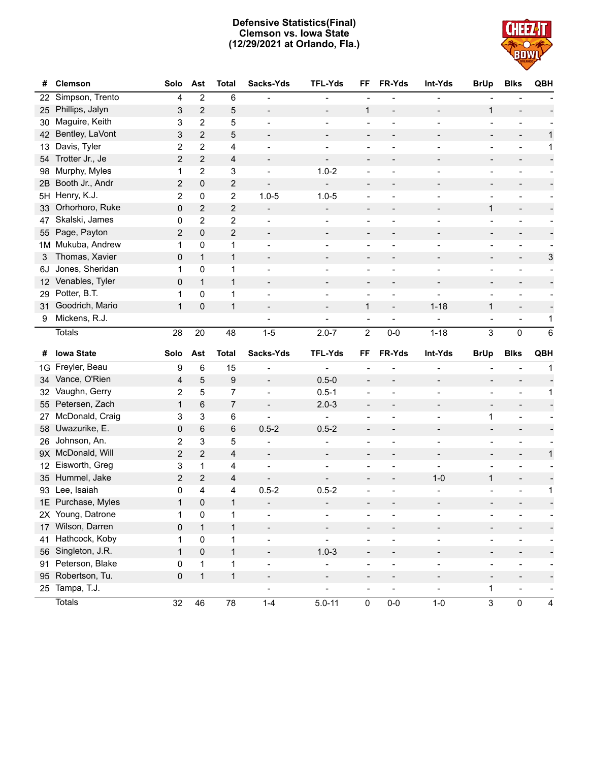# Defensive Statistics(Final)
## Clemson vs. Iowa State
## (12/29/2021 at Orlando, Fla.)

| # | Clemson | Solo | Ast | Total | Sacks-Yds | TFL-Yds | FF | FR-Yds | Int-Yds | BrUp | Blks | QBH |
|---|---|---|---|---|---|---|---|---|---|---|---|---|
| 22 | Simpson, Trento | 4 | 2 | 6 | - | - | - | - | - | - | - | - |
| 25 | Phillips, Jalyn | 3 | 2 | 5 | - | - | 1 | - | - | 1 | - | - |
| 30 | Maguire, Keith | 3 | 2 | 5 | - | - | - | - | - | - | - | - |
| 42 | Bentley, LaVont | 3 | 2 | 5 | - | - | - | - | - | - | - | 1 |
| 13 | Davis, Tyler | 2 | 2 | 4 | - | - | - | - | - | - | - | 1 |
| 54 | Trotter Jr., Je | 2 | 2 | 4 | - | - | - | - | - | - | - | - |
| 98 | Murphy, Myles | 1 | 2 | 3 | - | 1.0-2 | - | - | - | - | - | - |
| 2B | Booth Jr., Andr | 2 | 0 | 2 | - | - | - | - | - | - | - | - |
| 5H | Henry, K.J. | 2 | 0 | 2 | 1.0-5 | 1.0-5 | - | - | - | - | - | - |
| 33 | Orhorhoro, Ruke | 0 | 2 | 2 | - | - | - | - | - | 1 | - | - |
| 47 | Skalski, James | 0 | 2 | 2 | - | - | - | - | - | - | - | - |
| 55 | Page, Payton | 2 | 0 | 2 | - | - | - | - | - | - | - | - |
| 1M | Mukuba, Andrew | 1 | 0 | 1 | - | - | - | - | - | - | - | - |
| 3 | Thomas, Xavier | 0 | 1 | 1 | - | - | - | - | - | - | - | 3 |
| 6J | Jones, Sheridan | 1 | 0 | 1 | - | - | - | - | - | - | - | - |
| 12 | Venables, Tyler | 0 | 1 | 1 | - | - | - | - | - | - | - | - |
| 29 | Potter, B.T. | 1 | 0 | 1 | - | - | - | - | - | - | - | - |
| 31 | Goodrich, Mario | 1 | 0 | 1 | - | - | 1 | - | 1-18 | 1 | - | - |
| 9 | Mickens, R.J. | | | | - | - | - | - | - | - | - | 1 |
| | Totals | 28 | 20 | 48 | 1-5 | 2.0-7 | 2 | 0-0 | 1-18 | 3 | 0 | 6 |

| # | Iowa State | Solo | Ast | Total | Sacks-Yds | TFL-Yds | FF | FR-Yds | Int-Yds | BrUp | Blks | QBH |
|---|---|---|---|---|---|---|---|---|---|---|---|---|
| 1G | Freyler, Beau | 9 | 6 | 15 | - | - | - | - | - | - | - | 1 |
| 34 | Vance, O'Rien | 4 | 5 | 9 | - | 0.5-0 | - | - | - | - | - | - |
| 32 | Vaughn, Gerry | 2 | 5 | 7 | - | 0.5-1 | - | - | - | - | - | 1 |
| 55 | Petersen, Zach | 1 | 6 | 7 | - | 2.0-3 | - | - | - | - | - | - |
| 27 | McDonald, Craig | 3 | 3 | 6 | - | - | - | - | - | 1 | - | - |
| 58 | Uwazurike, E. | 0 | 6 | 6 | 0.5-2 | 0.5-2 | - | - | - | - | - | - |
| 26 | Johnson, An. | 2 | 3 | 5 | - | - | - | - | - | - | - | - |
| 9X | McDonald, Will | 2 | 2 | 4 | - | - | - | - | - | - | - | 1 |
| 12 | Eisworth, Greg | 3 | 1 | 4 | - | - | - | - | - | - | - | - |
| 35 | Hummel, Jake | 2 | 2 | 4 | - | - | - | - | 1-0 | 1 | - | - |
| 93 | Lee, Isaiah | 0 | 4 | 4 | 0.5-2 | 0.5-2 | - | - | - | - | - | 1 |
| 1E | Purchase, Myles | 1 | 0 | 1 | - | - | - | - | - | - | - | - |
| 2X | Young, Datrone | 1 | 0 | 1 | - | - | - | - | - | - | - | - |
| 17 | Wilson, Darren | 0 | 1 | 1 | - | - | - | - | - | - | - | - |
| 41 | Hathcock, Koby | 1 | 0 | 1 | - | - | - | - | - | - | - | - |
| 56 | Singleton, J.R. | 1 | 0 | 1 | - | 1.0-3 | - | - | - | - | - | - |
| 91 | Peterson, Blake | 0 | 1 | 1 | - | - | - | - | - | - | - | - |
| 95 | Robertson, Tu. | 0 | 1 | 1 | - | - | - | - | - | - | - | - |
| 25 | Tampa, T.J. | | | | - | - | - | - | - | 1 | - | - |
| | Totals | 32 | 46 | 78 | 1-4 | 5.0-11 | 0 | 0-0 | 1-0 | 3 | 0 | 4 |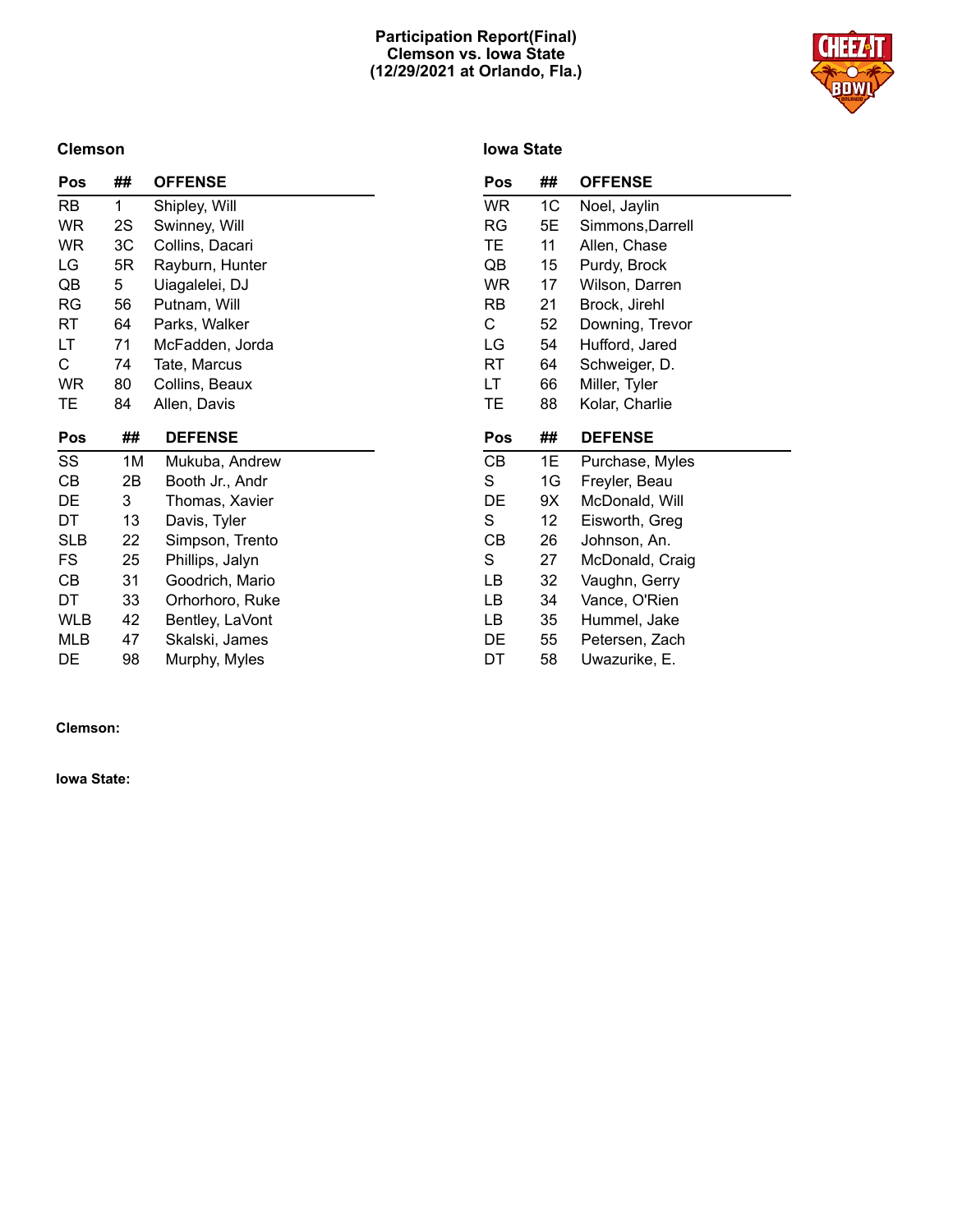# Participation Report(Final)
## Clemson vs. Iowa State
## (12/29/2021 at Orlando, Fla.)

### Clemson

| Pos | ## | OFFENSE |
|---|---|---|
| RB | 1 | Shipley, Will |
| WR | 2S | Swinney, Will |
| WR | 3C | Collins, Dacari |
| LG | 5R | Rayburn, Hunter |
| QB | 5 | Uiagalelei, DJ |
| RG | 56 | Putnam, Will |
| RT | 64 | Parks, Walker |
| LT | 71 | McFadden, Jorda |
| C | 74 | Tate, Marcus |
| WR | 80 | Collins, Beaux |
| TE | 84 | Allen, Davis |

| Pos | ## | DEFENSE |
|---|---|---|
| SS | 1M | Mukuba, Andrew |
| CB | 2B | Booth Jr., Andr |
| DE | 3 | Thomas, Xavier |
| DT | 13 | Davis, Tyler |
| SLB | 22 | Simpson, Trento |
| FS | 25 | Phillips, Jalyn |
| CB | 31 | Goodrich, Mario |
| DT | 33 | Orhorhoro, Ruke |
| WLB | 42 | Bentley, LaVont |
| MLB | 47 | Skalski, James |
| DE | 98 | Murphy, Myles |

### Iowa State

| Pos | ## | OFFENSE |
|---|---|---|
| WR | 1C | Noel, Jaylin |
| RG | 5E | Simmons,Darrell |
| TE | 11 | Allen, Chase |
| QB | 15 | Purdy, Brock |
| WR | 17 | Wilson, Darren |
| RB | 21 | Brock, Jirehl |
| C | 52 | Downing, Trevor |
| LG | 54 | Hufford, Jared |
| RT | 64 | Schweiger, D. |
| LT | 66 | Miller, Tyler |
| TE | 88 | Kolar, Charlie |

| Pos | ## | DEFENSE |
|---|---|---|
| CB | 1E | Purchase, Myles |
| S | 1G | Freyler, Beau |
| DE | 9X | McDonald, Will |
| S | 12 | Eisworth, Greg |
| CB | 26 | Johnson, An. |
| S | 27 | McDonald, Craig |
| LB | 32 | Vaughn, Gerry |
| LB | 34 | Vance, O'Rien |
| LB | 35 | Hummel, Jake |
| DE | 55 | Petersen, Zach |
| DT | 58 | Uwazurike, E. |

**Clemson:**

**Iowa State:**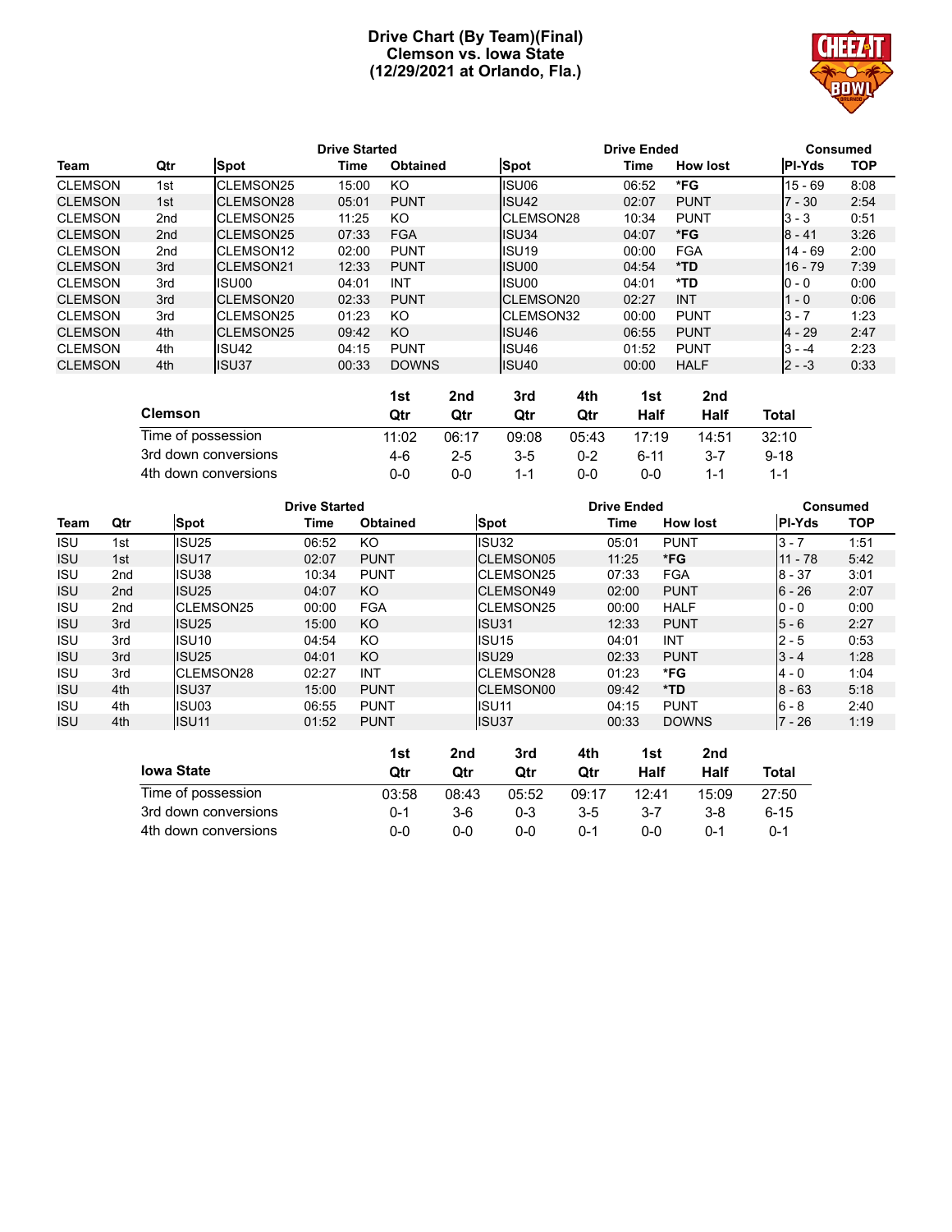# Drive Chart (By Team)(Final)
## Clemson vs. Iowa State
## (12/29/2021 at Orlando, Fla.)

| | | Drive Started | | | Drive Ended | | | Consumed | |
|---|---|---|---|---|---|---|---|---|---|
| **Team** | **Qtr** | **Spot** | **Time** | **Obtained** | **Spot** | **Time** | **How lost** | **Pl-Yds** | **TOP** |
| CLEMSON | 1st | CLEMSON25 | 15:00 | KO | ISU06 | 06:52 | *FG | 15 - 69 | 8:08 |
| CLEMSON | 1st | CLEMSON28 | 05:01 | PUNT | ISU42 | 02:07 | PUNT | 7 - 30 | 2:54 |
| CLEMSON | 2nd | CLEMSON25 | 11:25 | KO | CLEMSON28 | 10:34 | PUNT | 3 - 3 | 0:51 |
| CLEMSON | 2nd | CLEMSON25 | 07:33 | FGA | ISU34 | 04:07 | *FG | 8 - 41 | 3:26 |
| CLEMSON | 2nd | CLEMSON12 | 02:00 | PUNT | ISU19 | 00:00 | FGA | 14 - 69 | 2:00 |
| CLEMSON | 3rd | CLEMSON21 | 12:33 | PUNT | ISU00 | 04:54 | *TD | 16 - 79 | 7:39 |
| CLEMSON | 3rd | ISU00 | 04:01 | INT | ISU00 | 04:01 | *TD | 0 - 0 | 0:00 |
| CLEMSON | 3rd | CLEMSON20 | 02:33 | PUNT | CLEMSON20 | 02:27 | INT | 1 - 0 | 0:06 |
| CLEMSON | 3rd | CLEMSON25 | 01:23 | KO | CLEMSON32 | 00:00 | PUNT | 3 - 7 | 1:23 |
| CLEMSON | 4th | CLEMSON25 | 09:42 | KO | ISU46 | 06:55 | PUNT | 4 - 29 | 2:47 |
| CLEMSON | 4th | ISU42 | 04:15 | PUNT | ISU46 | 01:52 | PUNT | 3 - -4 | 2:23 |
| CLEMSON | 4th | ISU37 | 00:33 | DOWNS | ISU40 | 00:00 | HALF | 2 - -3 | 0:33 |

| Clemson | 1st Qtr | 2nd Qtr | 3rd Qtr | 4th Qtr | 1st Half | 2nd Half | Total |
|---|---|---|---|---|---|---|---|
| Time of possession | 11:02 | 06:17 | 09:08 | 05:43 | 17:19 | 14:51 | 32:10 |
| 3rd down conversions | 4-6 | 2-5 | 3-5 | 0-2 | 6-11 | 3-7 | 9-18 |
| 4th down conversions | 0-0 | 0-0 | 1-1 | 0-0 | 0-0 | 1-1 | 1-1 |

| | | Drive Started | | | Drive Ended | | | Consumed | |
|---|---|---|---|---|---|---|---|---|---|
| **Team** | **Qtr** | **Spot** | **Time** | **Obtained** | **Spot** | **Time** | **How lost** | **Pl-Yds** | **TOP** |
| ISU | 1st | ISU25 | 06:52 | KO | ISU32 | 05:01 | PUNT | 3 - 7 | 1:51 |
| ISU | 1st | ISU17 | 02:07 | PUNT | CLEMSON05 | 11:25 | *FG | 11 - 78 | 5:42 |
| ISU | 2nd | ISU38 | 10:34 | PUNT | CLEMSON25 | 07:33 | FGA | 8 - 37 | 3:01 |
| ISU | 2nd | ISU25 | 04:07 | KO | CLEMSON49 | 02:00 | PUNT | 6 - 26 | 2:07 |
| ISU | 2nd | CLEMSON25 | 00:00 | FGA | CLEMSON25 | 00:00 | HALF | 0 - 0 | 0:00 |
| ISU | 3rd | ISU25 | 15:00 | KO | ISU31 | 12:33 | PUNT | 5 - 6 | 2:27 |
| ISU | 3rd | ISU10 | 04:54 | KO | ISU15 | 04:01 | INT | 2 - 5 | 0:53 |
| ISU | 3rd | ISU25 | 04:01 | KO | ISU29 | 02:33 | PUNT | 3 - 4 | 1:28 |
| ISU | 3rd | CLEMSON28 | 02:27 | INT | CLEMSON28 | 01:23 | *FG | 4 - 0 | 1:04 |
| ISU | 4th | ISU37 | 15:00 | PUNT | CLEMSON00 | 09:42 | *TD | 8 - 63 | 5:18 |
| ISU | 4th | ISU03 | 06:55 | PUNT | ISU11 | 04:15 | PUNT | 6 - 8 | 2:40 |
| ISU | 4th | ISU11 | 01:52 | PUNT | ISU37 | 00:33 | DOWNS | 7 - 26 | 1:19 |

| Iowa State | 1st Qtr | 2nd Qtr | 3rd Qtr | 4th Qtr | 1st Half | 2nd Half | Total |
|---|---|---|---|---|---|---|---|
| Time of possession | 03:58 | 08:43 | 05:52 | 09:17 | 12:41 | 15:09 | 27:50 |
| 3rd down conversions | 0-1 | 3-6 | 0-3 | 3-5 | 3-7 | 3-8 | 6-15 |
| 4th down conversions | 0-0 | 0-0 | 0-0 | 0-1 | 0-0 | 0-1 | 0-1 |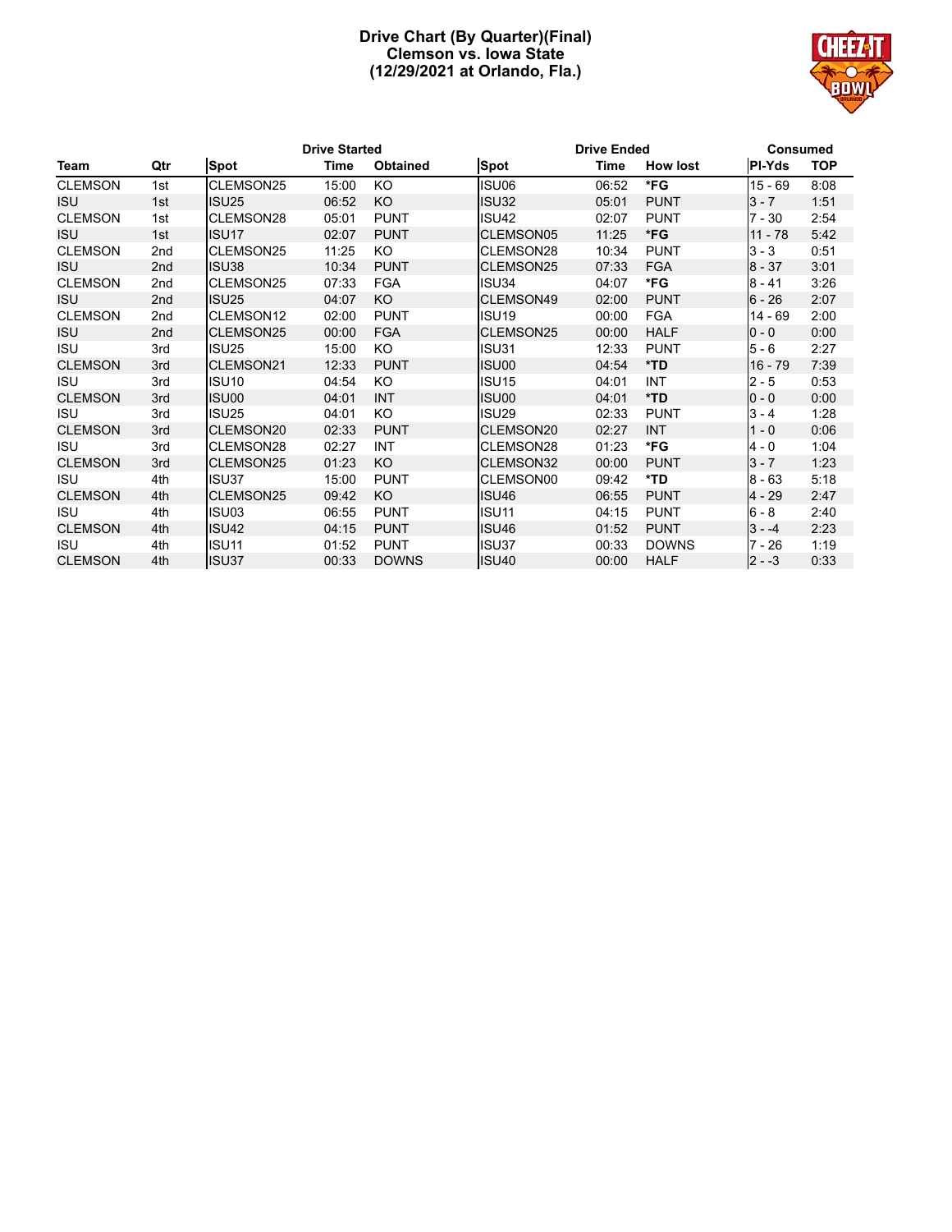# Drive Chart (By Quarter)(Final)
## Clemson vs. Iowa State
## (12/29/2021 at Orlando, Fla.)

| | | Drive Started | | | Drive Ended | | | Consumed | |
|---|---|---|---|---|---|---|---|---|---|
| **Team** | **Qtr** | **Spot** | **Time** | **Obtained** | **Spot** | **Time** | **How lost** | **Pl-Yds** | **TOP** |
| CLEMSON | 1st | CLEMSON25 | 15:00 | KO | ISU06 | 06:52 | ***FG** | 15 - 69 | 8:08 |
| ISU | 1st | ISU25 | 06:52 | KO | ISU32 | 05:01 | PUNT | 3 - 7 | 1:51 |
| CLEMSON | 1st | CLEMSON28 | 05:01 | PUNT | ISU42 | 02:07 | PUNT | 7 - 30 | 2:54 |
| ISU | 1st | ISU17 | 02:07 | PUNT | CLEMSON05 | 11:25 | ***FG** | 11 - 78 | 5:42 |
| CLEMSON | 2nd | CLEMSON25 | 11:25 | KO | CLEMSON28 | 10:34 | PUNT | 3 - 3 | 0:51 |
| ISU | 2nd | ISU38 | 10:34 | PUNT | CLEMSON25 | 07:33 | FGA | 8 - 37 | 3:01 |
| CLEMSON | 2nd | CLEMSON25 | 07:33 | FGA | ISU34 | 04:07 | ***FG** | 8 - 41 | 3:26 |
| ISU | 2nd | ISU25 | 04:07 | KO | CLEMSON49 | 02:00 | PUNT | 6 - 26 | 2:07 |
| CLEMSON | 2nd | CLEMSON12 | 02:00 | PUNT | ISU19 | 00:00 | FGA | 14 - 69 | 2:00 |
| ISU | 2nd | CLEMSON25 | 00:00 | FGA | CLEMSON25 | 00:00 | HALF | 0 - 0 | 0:00 |
| ISU | 3rd | ISU25 | 15:00 | KO | ISU31 | 12:33 | PUNT | 5 - 6 | 2:27 |
| CLEMSON | 3rd | CLEMSON21 | 12:33 | PUNT | ISU00 | 04:54 | ***TD** | 16 - 79 | 7:39 |
| ISU | 3rd | ISU10 | 04:54 | KO | ISU15 | 04:01 | INT | 2 - 5 | 0:53 |
| CLEMSON | 3rd | ISU00 | 04:01 | INT | ISU00 | 04:01 | ***TD** | 0 - 0 | 0:00 |
| ISU | 3rd | ISU25 | 04:01 | KO | ISU29 | 02:33 | PUNT | 3 - 4 | 1:28 |
| CLEMSON | 3rd | CLEMSON20 | 02:33 | PUNT | CLEMSON20 | 02:27 | INT | 1 - 0 | 0:06 |
| ISU | 3rd | CLEMSON28 | 02:27 | INT | CLEMSON28 | 01:23 | ***FG** | 4 - 0 | 1:04 |
| CLEMSON | 3rd | CLEMSON25 | 01:23 | KO | CLEMSON32 | 00:00 | PUNT | 3 - 7 | 1:23 |
| ISU | 4th | ISU37 | 15:00 | PUNT | CLEMSON00 | 09:42 | ***TD** | 8 - 63 | 5:18 |
| CLEMSON | 4th | CLEMSON25 | 09:42 | KO | ISU46 | 06:55 | PUNT | 4 - 29 | 2:47 |
| ISU | 4th | ISU03 | 06:55 | PUNT | ISU11 | 04:15 | PUNT | 6 - 8 | 2:40 |
| CLEMSON | 4th | ISU42 | 04:15 | PUNT | ISU46 | 01:52 | PUNT | 3 - -4 | 2:23 |
| ISU | 4th | ISU11 | 01:52 | PUNT | ISU37 | 00:33 | DOWNS | 7 - 26 | 1:19 |
| CLEMSON | 4th | ISU37 | 00:33 | DOWNS | ISU40 | 00:00 | HALF | 2 - -3 | 0:33 |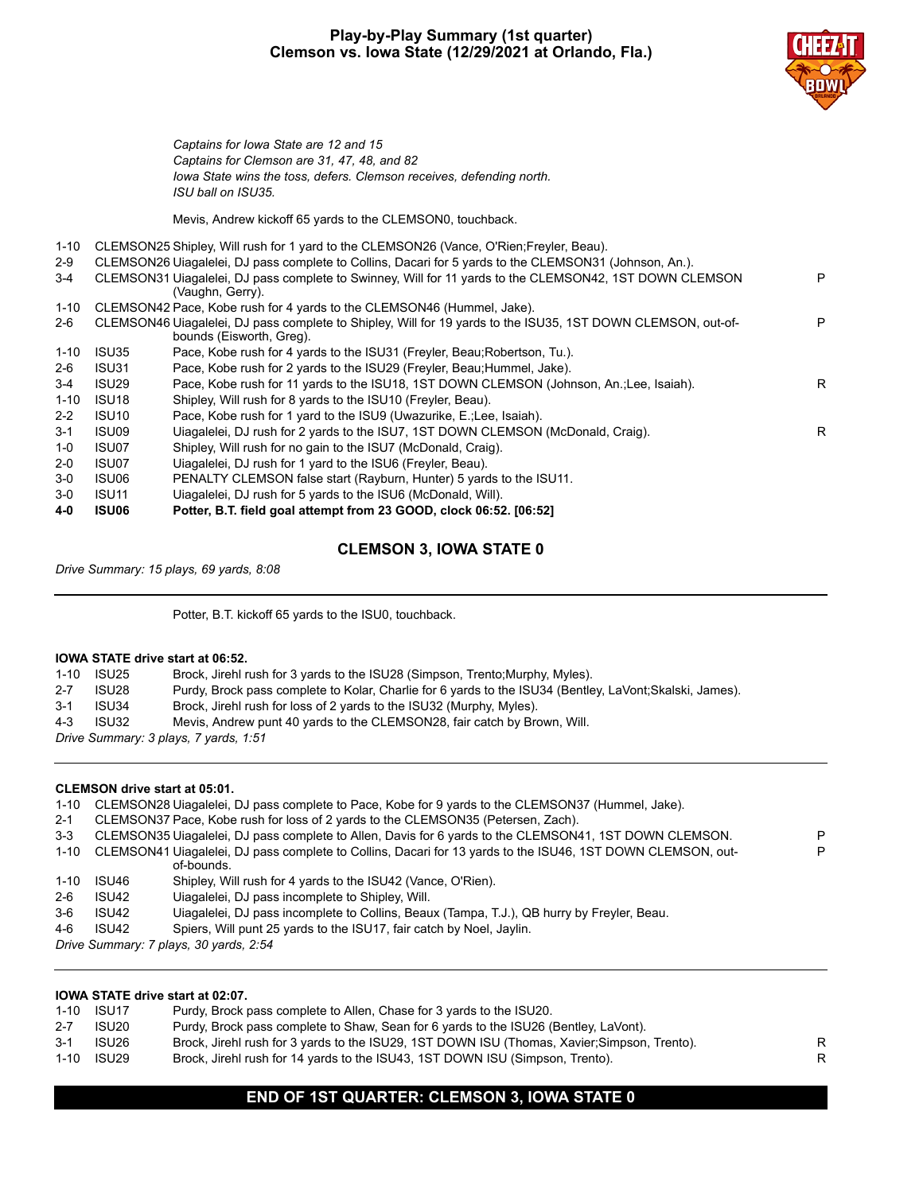# Play-by-Play Summary (1st quarter)
## Clemson vs. Iowa State (12/29/2021 at Orlando, Fla.)

*Captains for Iowa State are 12 and 15*
*Captains for Clemson are 31, 47, 48, and 82*
*Iowa State wins the toss, defers. Clemson receives, defending north.*
*ISU ball on ISU35.*

Mevis, Andrew kickoff 65 yards to the CLEMSON0, touchback.

| Down | Spot | Play | |
|---|---|---|---|
| 1-10 | CLEMSON25 | Shipley, Will rush for 1 yard to the CLEMSON26 (Vance, O'Rien;Freyler, Beau). | |
| 2-9 | CLEMSON26 | Uiagalelei, DJ pass complete to Collins, Dacari for 5 yards to the CLEMSON31 (Johnson, An.). | |
| 3-4 | CLEMSON31 | Uiagalelei, DJ pass complete to Swinney, Will for 11 yards to the CLEMSON42, 1ST DOWN CLEMSON (Vaughn, Gerry). | P |
| 1-10 | CLEMSON42 | Pace, Kobe rush for 4 yards to the CLEMSON46 (Hummel, Jake). | |
| 2-6 | CLEMSON46 | Uiagalelei, DJ pass complete to Shipley, Will for 19 yards to the ISU35, 1ST DOWN CLEMSON, out-of-bounds (Eisworth, Greg). | P |
| 1-10 | ISU35 | Pace, Kobe rush for 4 yards to the ISU31 (Freyler, Beau;Robertson, Tu.). | |
| 2-6 | ISU31 | Pace, Kobe rush for 2 yards to the ISU29 (Freyler, Beau;Hummel, Jake). | |
| 3-4 | ISU29 | Pace, Kobe rush for 11 yards to the ISU18, 1ST DOWN CLEMSON (Johnson, An.;Lee, Isaiah). | R |
| 1-10 | ISU18 | Shipley, Will rush for 8 yards to the ISU10 (Freyler, Beau). | |
| 2-2 | ISU10 | Pace, Kobe rush for 1 yard to the ISU9 (Uwazurike, E.;Lee, Isaiah). | |
| 3-1 | ISU09 | Uiagalelei, DJ rush for 2 yards to the ISU7, 1ST DOWN CLEMSON (McDonald, Craig). | R |
| 1-0 | ISU07 | Shipley, Will rush for no gain to the ISU7 (McDonald, Craig). | |
| 2-0 | ISU07 | Uiagalelei, DJ rush for 1 yard to the ISU6 (Freyler, Beau). | |
| 3-0 | ISU06 | PENALTY CLEMSON false start (Rayburn, Hunter) 5 yards to the ISU11. | |
| 3-0 | ISU11 | Uiagalelei, DJ rush for 5 yards to the ISU6 (McDonald, Will). | |
| **4-0** | **ISU06** | **Potter, B.T. field goal attempt from 23 GOOD, clock 06:52. [06:52]** | |

### CLEMSON 3, IOWA STATE 0

*Drive Summary: 15 plays, 69 yards, 8:08*

---

Potter, B.T. kickoff 65 yards to the ISU0, touchback.

**IOWA STATE drive start at 06:52.**

| Down | Spot | Play |
|---|---|---|
| 1-10 | ISU25 | Brock, Jirehl rush for 3 yards to the ISU28 (Simpson, Trento;Murphy, Myles). |
| 2-7 | ISU28 | Purdy, Brock pass complete to Kolar, Charlie for 6 yards to the ISU34 (Bentley, LaVont;Skalski, James). |
| 3-1 | ISU34 | Brock, Jirehl rush for loss of 2 yards to the ISU32 (Murphy, Myles). |
| 4-3 | ISU32 | Mevis, Andrew punt 40 yards to the CLEMSON28, fair catch by Brown, Will. |

*Drive Summary: 3 plays, 7 yards, 1:51*

---

**CLEMSON drive start at 05:01.**

| Down | Spot | Play | |
|---|---|---|---|
| 1-10 | CLEMSON28 | Uiagalelei, DJ pass complete to Pace, Kobe for 9 yards to the CLEMSON37 (Hummel, Jake). | |
| 2-1 | CLEMSON37 | Pace, Kobe rush for loss of 2 yards to the CLEMSON35 (Petersen, Zach). | |
| 3-3 | CLEMSON35 | Uiagalelei, DJ pass complete to Allen, Davis for 6 yards to the CLEMSON41, 1ST DOWN CLEMSON. | P |
| 1-10 | CLEMSON41 | Uiagalelei, DJ pass complete to Collins, Dacari for 13 yards to the ISU46, 1ST DOWN CLEMSON, out-of-bounds. | P |
| 1-10 | ISU46 | Shipley, Will rush for 4 yards to the ISU42 (Vance, O'Rien). | |
| 2-6 | ISU42 | Uiagalelei, DJ pass incomplete to Shipley, Will. | |
| 3-6 | ISU42 | Uiagalelei, DJ pass incomplete to Collins, Beaux (Tampa, T.J.), QB hurry by Freyler, Beau. | |
| 4-6 | ISU42 | Spiers, Will punt 25 yards to the ISU17, fair catch by Noel, Jaylin. | |

*Drive Summary: 7 plays, 30 yards, 2:54*

---

**IOWA STATE drive start at 02:07.**

| Down | Spot | Play | |
|---|---|---|---|
| 1-10 | ISU17 | Purdy, Brock pass complete to Allen, Chase for 3 yards to the ISU20. | |
| 2-7 | ISU20 | Purdy, Brock pass complete to Shaw, Sean for 6 yards to the ISU26 (Bentley, LaVont). | |
| 3-1 | ISU26 | Brock, Jirehl rush for 3 yards to the ISU29, 1ST DOWN ISU (Thomas, Xavier;Simpson, Trento). | R |
| 1-10 | ISU29 | Brock, Jirehl rush for 14 yards to the ISU43, 1ST DOWN ISU (Simpson, Trento). | R |

### END OF 1ST QUARTER: CLEMSON 3, IOWA STATE 0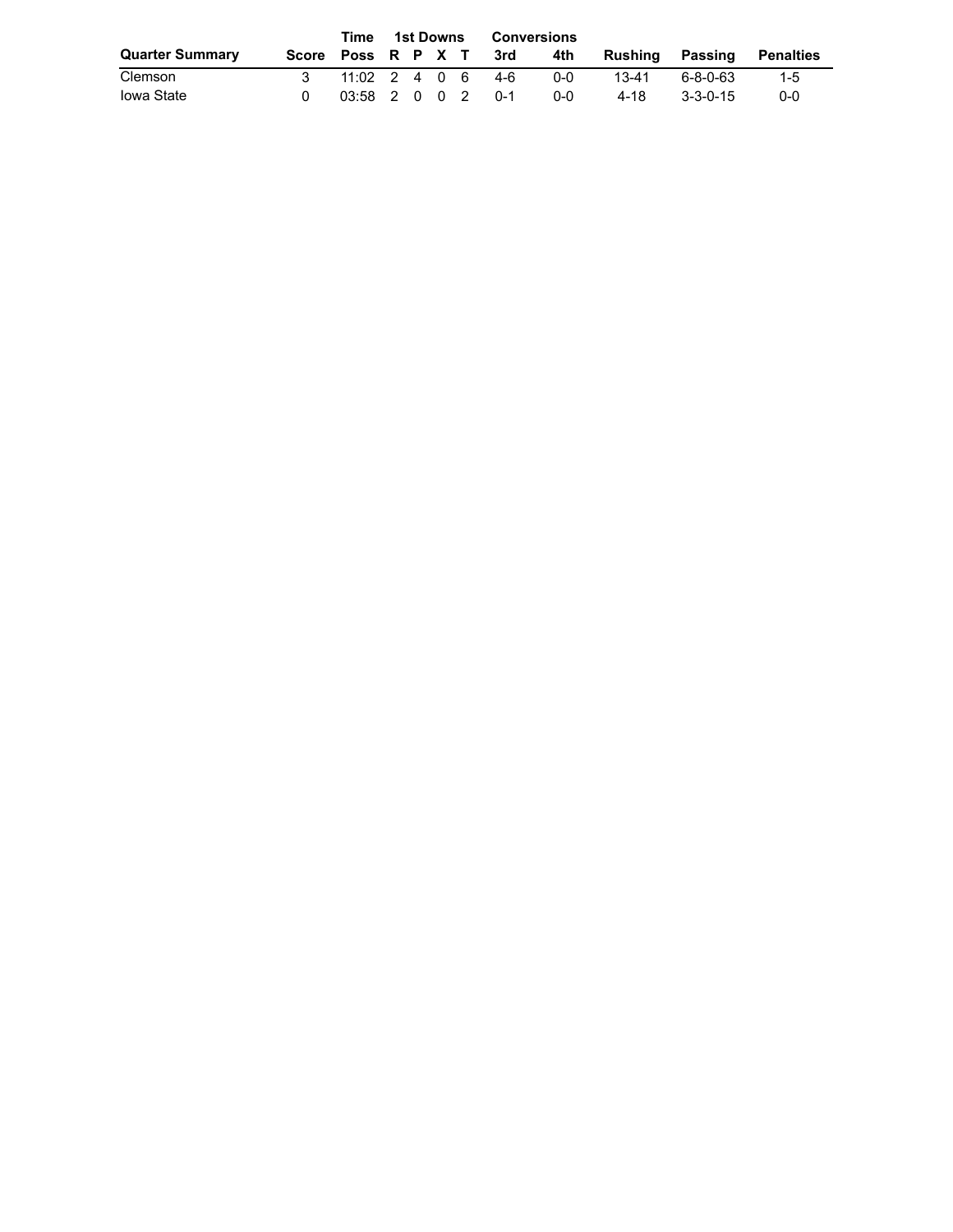| Quarter Summary | Score | Time Poss | 1st Downs R | P | X | T | Conversions 3rd | 4th | Rushing | Passing | Penalties |
|---|---|---|---|---|---|---|---|---|---|---|---|
| Clemson | 3 | 11:02 | 2 | 4 | 0 | 6 | 4-6 | 0-0 | 13-41 | 6-8-0-63 | 1-5 |
| Iowa State | 0 | 03:58 | 2 | 0 | 0 | 2 | 0-1 | 0-0 | 4-18 | 3-3-0-15 | 0-0 |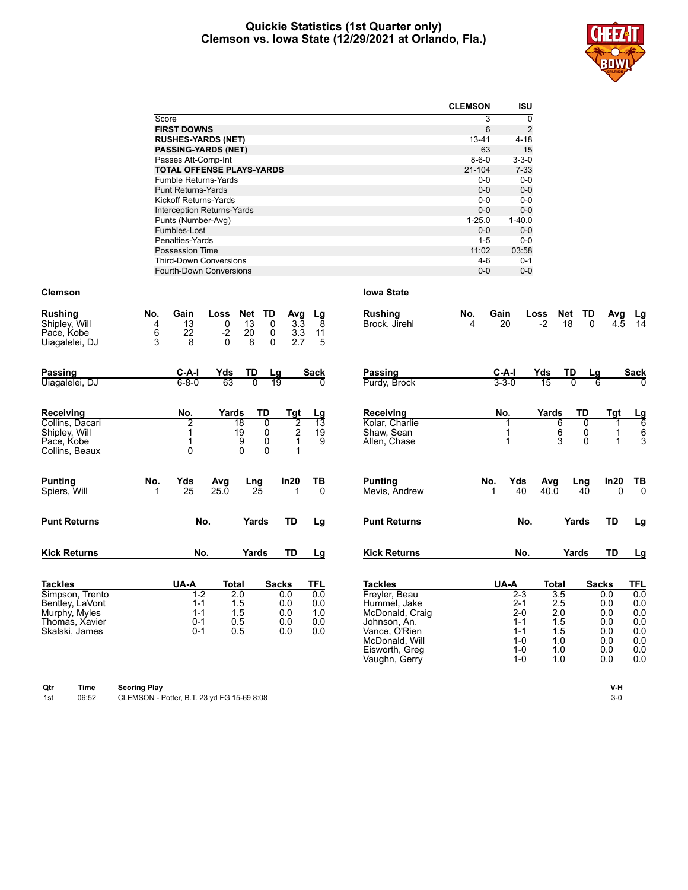# Quickie Statistics (1st Quarter only)
## Clemson vs. Iowa State (12/29/2021 at Orlando, Fla.)

| | CLEMSON | ISU |
|---|---|---|
| Score | 3 | 0 |
| **FIRST DOWNS** | 6 | 2 |
| **RUSHES-YARDS (NET)** | 13-41 | 4-18 |
| **PASSING-YARDS (NET)** | 63 | 15 |
| Passes Att-Comp-Int | 8-6-0 | 3-3-0 |
| **TOTAL OFFENSE PLAYS-YARDS** | 21-104 | 7-33 |
| Fumble Returns-Yards | 0-0 | 0-0 |
| Punt Returns-Yards | 0-0 | 0-0 |
| Kickoff Returns-Yards | 0-0 | 0-0 |
| Interception Returns-Yards | 0-0 | 0-0 |
| Punts (Number-Avg) | 1-25.0 | 1-40.0 |
| Fumbles-Lost | 0-0 | 0-0 |
| Penalties-Yards | 1-5 | 0-0 |
| Possession Time | 11:02 | 03:58 |
| Third-Down Conversions | 4-6 | 0-1 |
| Fourth-Down Conversions | 0-0 | 0-0 |

## Clemson

| Rushing | No. | Gain | Loss | Net | TD | Avg | Lg |
|---|---|---|---|---|---|---|---|
| Shipley, Will | 4 | 13 | 0 | 13 | 0 | 3.3 | 8 |
| Pace, Kobe | 6 | 22 | -2 | 20 | 0 | 3.3 | 11 |
| Uiagalelei, DJ | 3 | 8 | 0 | 8 | 0 | 2.7 | 5 |

| Passing | C-A-I | Yds | TD | Lg | Sack |
|---|---|---|---|---|---|
| Uiagalelei, DJ | 6-8-0 | 63 | 0 | 19 | 0 |

| Receiving | No. | Yards | TD | Tgt | Lg |
|---|---|---|---|---|---|
| Collins, Dacari | 2 | 18 | 0 | 2 | 13 |
| Shipley, Will | 1 | 19 | 0 | 2 | 19 |
| Pace, Kobe | 1 | 9 | 0 | 1 | 9 |
| Collins, Beaux | 0 | 0 | 0 | 1 | |

| Punting | No. | Yds | Avg | Lng | In20 | TB |
|---|---|---|---|---|---|---|
| Spiers, Will | 1 | 25 | 25.0 | 25 | 1 | 0 |

| Punt Returns | No. | Yards | TD | Lg |
|---|---|---|---|---|

| Kick Returns | No. | Yards | TD | Lg |
|---|---|---|---|---|

| Tackles | UA-A | Total | Sacks | TFL |
|---|---|---|---|---|
| Simpson, Trento | 1-2 | 2.0 | 0.0 | 0.0 |
| Bentley, LaVont | 1-1 | 1.5 | 0.0 | 0.0 |
| Murphy, Myles | 1-1 | 1.5 | 0.0 | 1.0 |
| Thomas, Xavier | 0-1 | 0.5 | 0.0 | 0.0 |
| Skalski, James | 0-1 | 0.5 | 0.0 | 0.0 |

## Iowa State

| Rushing | No. | Gain | Loss | Net | TD | Avg | Lg |
|---|---|---|---|---|---|---|---|
| Brock, Jirehl | 4 | 20 | -2 | 18 | 0 | 4.5 | 14 |

| Passing | C-A-I | Yds | TD | Lg | Sack |
|---|---|---|---|---|---|
| Purdy, Brock | 3-3-0 | 15 | 0 | 6 | 0 |

| Receiving | No. | Yards | TD | Tgt | Lg |
|---|---|---|---|---|---|
| Kolar, Charlie | 1 | 6 | 0 | 1 | 6 |
| Shaw, Sean | 1 | 6 | 0 | 1 | 6 |
| Allen, Chase | 1 | 3 | 0 | 1 | 3 |

| Punting | No. | Yds | Avg | Lng | In20 | TB |
|---|---|---|---|---|---|---|
| Mevis, Andrew | 1 | 40 | 40.0 | 40 | 0 | 0 |

| Punt Returns | No. | Yards | TD | Lg |
|---|---|---|---|---|

| Kick Returns | No. | Yards | TD | Lg |
|---|---|---|---|---|

| Tackles | UA-A | Total | Sacks | TFL |
|---|---|---|---|---|
| Freyler, Beau | 2-3 | 3.5 | 0.0 | 0.0 |
| Hummel, Jake | 2-1 | 2.5 | 0.0 | 0.0 |
| McDonald, Craig | 2-0 | 2.0 | 0.0 | 0.0 |
| Johnson, An. | 1-1 | 1.5 | 0.0 | 0.0 |
| Vance, O'Rien | 1-1 | 1.5 | 0.0 | 0.0 |
| McDonald, Will | 1-0 | 1.0 | 0.0 | 0.0 |
| Eisworth, Greg | 1-0 | 1.0 | 0.0 | 0.0 |
| Vaughn, Gerry | 1-0 | 1.0 | 0.0 | 0.0 |

| Qtr | Time | Scoring Play | V-H |
|---|---|---|---|
| 1st | 06:52 | CLEMSON - Potter, B.T. 23 yd FG 15-69 8:08 | 3-0 |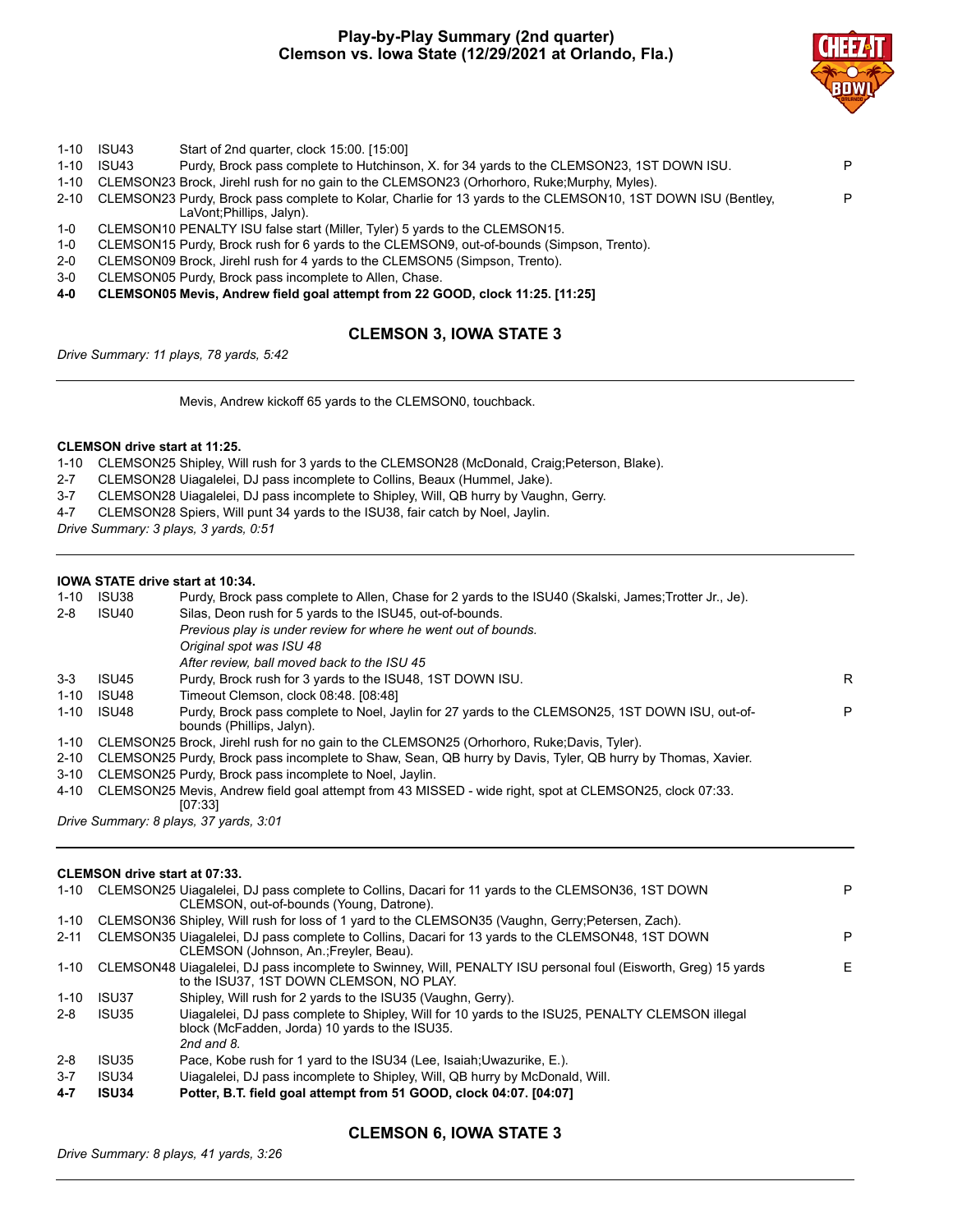# Play-by-Play Summary (2nd quarter)
## Clemson vs. Iowa State (12/29/2021 at Orlando, Fla.)

| | | | |
|---|---|---|---|
| 1-10 | ISU43 | Start of 2nd quarter, clock 15:00. [15:00] | |
| 1-10 | ISU43 | Purdy, Brock pass complete to Hutchinson, X. for 34 yards to the CLEMSON23, 1ST DOWN ISU. | P |
| 1-10 | CLEMSON23 | Brock, Jirehl rush for no gain to the CLEMSON23 (Orhorhoro, Ruke;Murphy, Myles). | |
| 2-10 | CLEMSON23 | Purdy, Brock pass complete to Kolar, Charlie for 13 yards to the CLEMSON10, 1ST DOWN ISU (Bentley, LaVont;Phillips, Jalyn). | P |
| 1-0 | CLEMSON10 | PENALTY ISU false start (Miller, Tyler) 5 yards to the CLEMSON15. | |
| 1-0 | CLEMSON15 | Purdy, Brock rush for 6 yards to the CLEMSON9, out-of-bounds (Simpson, Trento). | |
| 2-0 | CLEMSON09 | Brock, Jirehl rush for 4 yards to the CLEMSON5 (Simpson, Trento). | |
| 3-0 | CLEMSON05 | Purdy, Brock pass incomplete to Allen, Chase. | |
| **4-0** | **CLEMSON05** | **Mevis, Andrew field goal attempt from 22 GOOD, clock 11:25. [11:25]** | |

### CLEMSON 3, IOWA STATE 3

*Drive Summary: 11 plays, 78 yards, 5:42*

---

Mevis, Andrew kickoff 65 yards to the CLEMSON0, touchback.

**CLEMSON drive start at 11:25.**

| | | | |
|---|---|---|---|
| 1-10 | CLEMSON25 | Shipley, Will rush for 3 yards to the CLEMSON28 (McDonald, Craig;Peterson, Blake). | |
| 2-7 | CLEMSON28 | Uiagalelei, DJ pass incomplete to Collins, Beaux (Hummel, Jake). | |
| 3-7 | CLEMSON28 | Uiagalelei, DJ pass incomplete to Shipley, Will, QB hurry by Vaughn, Gerry. | |
| 4-7 | CLEMSON28 | Spiers, Will punt 34 yards to the ISU38, fair catch by Noel, Jaylin. | |

*Drive Summary: 3 plays, 3 yards, 0:51*

---

**IOWA STATE drive start at 10:34.**

| | | | |
|---|---|---|---|
| 1-10 | ISU38 | Purdy, Brock pass complete to Allen, Chase for 2 yards to the ISU40 (Skalski, James;Trotter Jr., Je). | |
| 2-8 | ISU40 | Silas, Deon rush for 5 yards to the ISU45, out-of-bounds. *Previous play is under review for where he went out of bounds. Original spot was ISU 48 After review, ball moved back to the ISU 45* | |
| 3-3 | ISU45 | Purdy, Brock rush for 3 yards to the ISU48, 1ST DOWN ISU. | R |
| 1-10 | ISU48 | Timeout Clemson, clock 08:48. [08:48] | |
| 1-10 | ISU48 | Purdy, Brock pass complete to Noel, Jaylin for 27 yards to the CLEMSON25, 1ST DOWN ISU, out-of-bounds (Phillips, Jalyn). | P |
| 1-10 | CLEMSON25 | Brock, Jirehl rush for no gain to the CLEMSON25 (Orhorhoro, Ruke;Davis, Tyler). | |
| 2-10 | CLEMSON25 | Purdy, Brock pass incomplete to Shaw, Sean, QB hurry by Davis, Tyler, QB hurry by Thomas, Xavier. | |
| 3-10 | CLEMSON25 | Purdy, Brock pass incomplete to Noel, Jaylin. | |
| 4-10 | CLEMSON25 | Mevis, Andrew field goal attempt from 43 MISSED - wide right, spot at CLEMSON25, clock 07:33. [07:33] | |

*Drive Summary: 8 plays, 37 yards, 3:01*

---

**CLEMSON drive start at 07:33.**

| | | | |
|---|---|---|---|
| 1-10 | CLEMSON25 | Uiagalelei, DJ pass complete to Collins, Dacari for 11 yards to the CLEMSON36, 1ST DOWN CLEMSON, out-of-bounds (Young, Datrone). | P |
| 1-10 | CLEMSON36 | Shipley, Will rush for loss of 1 yard to the CLEMSON35 (Vaughn, Gerry;Petersen, Zach). | |
| 2-11 | CLEMSON35 | Uiagalelei, DJ pass complete to Collins, Dacari for 13 yards to the CLEMSON48, 1ST DOWN CLEMSON (Johnson, An.;Freyler, Beau). | P |
| 1-10 | CLEMSON48 | Uiagalelei, DJ pass incomplete to Swinney, Will, PENALTY ISU personal foul (Eisworth, Greg) 15 yards to the ISU37, 1ST DOWN CLEMSON, NO PLAY. | E |
| 1-10 | ISU37 | Shipley, Will rush for 2 yards to the ISU35 (Vaughn, Gerry). | |
| 2-8 | ISU35 | Uiagalelei, DJ pass complete to Shipley, Will for 10 yards to the ISU25, PENALTY CLEMSON illegal block (McFadden, Jorda) 10 yards to the ISU35. *2nd and 8.* | |
| 2-8 | ISU35 | Pace, Kobe rush for 1 yard to the ISU34 (Lee, Isaiah;Uwazurike, E.). | |
| 3-7 | ISU34 | Uiagalelei, DJ pass incomplete to Shipley, Will, QB hurry by McDonald, Will. | |
| **4-7** | **ISU34** | **Potter, B.T. field goal attempt from 51 GOOD, clock 04:07. [04:07]** | |

### CLEMSON 6, IOWA STATE 3

*Drive Summary: 8 plays, 41 yards, 3:26*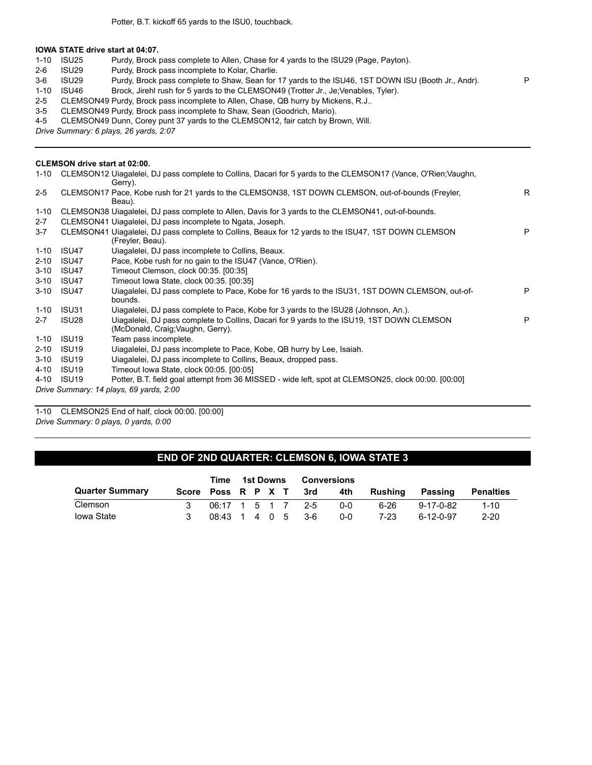Potter, B.T. kickoff 65 yards to the ISU0, touchback.

**IOWA STATE drive start at 04:07.**

| Down | Spot | Play | |
|---|---|---|---|
| 1-10 | ISU25 | Purdy, Brock pass complete to Allen, Chase for 4 yards to the ISU29 (Page, Payton). | |
| 2-6 | ISU29 | Purdy, Brock pass incomplete to Kolar, Charlie. | |
| 3-6 | ISU29 | Purdy, Brock pass complete to Shaw, Sean for 17 yards to the ISU46, 1ST DOWN ISU (Booth Jr., Andr). | P |
| 1-10 | ISU46 | Brock, Jirehl rush for 5 yards to the CLEMSON49 (Trotter Jr., Je;Venables, Tyler). | |
| 2-5 | CLEMSON49 | Purdy, Brock pass incomplete to Allen, Chase, QB hurry by Mickens, R.J.. | |
| 3-5 | CLEMSON49 | Purdy, Brock pass incomplete to Shaw, Sean (Goodrich, Mario). | |
| 4-5 | CLEMSON49 | Dunn, Corey punt 37 yards to the CLEMSON12, fair catch by Brown, Will. | |

*Drive Summary: 6 plays, 26 yards, 2:07*

**CLEMSON drive start at 02:00.**

| Down | Spot | Play | |
|---|---|---|---|
| 1-10 | CLEMSON12 | Uiagalelei, DJ pass complete to Collins, Dacari for 5 yards to the CLEMSON17 (Vance, O'Rien;Vaughn, Gerry). | |
| 2-5 | CLEMSON17 | Pace, Kobe rush for 21 yards to the CLEMSON38, 1ST DOWN CLEMSON, out-of-bounds (Freyler, Beau). | R |
| 1-10 | CLEMSON38 | Uiagalelei, DJ pass complete to Allen, Davis for 3 yards to the CLEMSON41, out-of-bounds. | |
| 2-7 | CLEMSON41 | Uiagalelei, DJ pass incomplete to Ngata, Joseph. | |
| 3-7 | CLEMSON41 | Uiagalelei, DJ pass complete to Collins, Beaux for 12 yards to the ISU47, 1ST DOWN CLEMSON (Freyler, Beau). | P |
| 1-10 | ISU47 | Uiagalelei, DJ pass incomplete to Collins, Beaux. | |
| 2-10 | ISU47 | Pace, Kobe rush for no gain to the ISU47 (Vance, O'Rien). | |
| 3-10 | ISU47 | Timeout Clemson, clock 00:35. [00:35] | |
| 3-10 | ISU47 | Timeout Iowa State, clock 00:35. [00:35] | |
| 3-10 | ISU47 | Uiagalelei, DJ pass complete to Pace, Kobe for 16 yards to the ISU31, 1ST DOWN CLEMSON, out-of-bounds. | P |
| 1-10 | ISU31 | Uiagalelei, DJ pass complete to Pace, Kobe for 3 yards to the ISU28 (Johnson, An.). | |
| 2-7 | ISU28 | Uiagalelei, DJ pass complete to Collins, Dacari for 9 yards to the ISU19, 1ST DOWN CLEMSON (McDonald, Craig;Vaughn, Gerry). | P |
| 1-10 | ISU19 | Team pass incomplete. | |
| 2-10 | ISU19 | Uiagalelei, DJ pass incomplete to Pace, Kobe, QB hurry by Lee, Isaiah. | |
| 3-10 | ISU19 | Uiagalelei, DJ pass incomplete to Collins, Beaux, dropped pass. | |
| 4-10 | ISU19 | Timeout Iowa State, clock 00:05. [00:05] | |
| 4-10 | ISU19 | Potter, B.T. field goal attempt from 36 MISSED - wide left, spot at CLEMSON25, clock 00:00. [00:00] | |

*Drive Summary: 14 plays, 69 yards, 2:00*

1-10 CLEMSON25 End of half, clock 00:00. [00:00]

*Drive Summary: 0 plays, 0 yards, 0:00*

## END OF 2ND QUARTER: CLEMSON 6, IOWA STATE 3

| Quarter Summary | Score | Time Poss | 1st Downs R | P | X | T | Conversions 3rd | 4th | Rushing | Passing | Penalties |
|---|---|---|---|---|---|---|---|---|---|---|---|
| Clemson | 3 | 06:17 | 1 | 5 | 1 | 7 | 2-5 | 0-0 | 6-26 | 9-17-0-82 | 1-10 |
| Iowa State | 3 | 08:43 | 1 | 4 | 0 | 5 | 3-6 | 0-0 | 7-23 | 6-12-0-97 | 2-20 |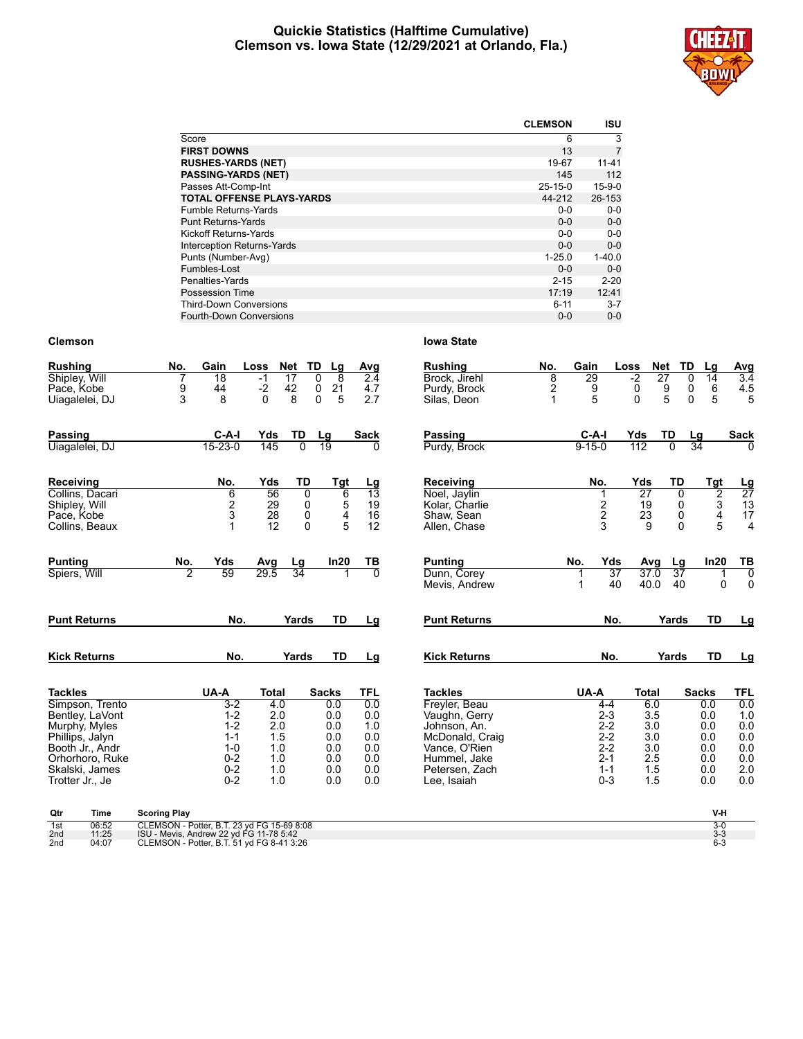# Quickie Statistics (Halftime Cumulative)
## Clemson vs. Iowa State (12/29/2021 at Orlando, Fla.)

| | CLEMSON | ISU |
|---|---|---|
| Score | 6 | 3 |
| **FIRST DOWNS** | 13 | 7 |
| **RUSHES-YARDS (NET)** | 19-67 | 11-41 |
| **PASSING-YARDS (NET)** | 145 | 112 |
| Passes Att-Comp-Int | 25-15-0 | 15-9-0 |
| **TOTAL OFFENSE PLAYS-YARDS** | 44-212 | 26-153 |
| Fumble Returns-Yards | 0-0 | 0-0 |
| Punt Returns-Yards | 0-0 | 0-0 |
| Kickoff Returns-Yards | 0-0 | 0-0 |
| Interception Returns-Yards | 0-0 | 0-0 |
| Punts (Number-Avg) | 1-25.0 | 1-40.0 |
| Fumbles-Lost | 0-0 | 0-0 |
| Penalties-Yards | 2-15 | 2-20 |
| Possession Time | 17:19 | 12:41 |
| Third-Down Conversions | 6-11 | 3-7 |
| Fourth-Down Conversions | 0-0 | 0-0 |

### Clemson

| Rushing | No. | Gain | Loss | Net | TD | Lg | Avg |
|---|---|---|---|---|---|---|---|
| Shipley, Will | 7 | 18 | -1 | 17 | 0 | 8 | 2.4 |
| Pace, Kobe | 9 | 44 | -2 | 42 | 0 | 21 | 4.7 |
| Uiagalelei, DJ | 3 | 8 | 0 | 8 | 0 | 5 | 2.7 |

| Passing | C-A-I | Yds | TD | Lg | Sack |
|---|---|---|---|---|---|
| Uiagalelei, DJ | 15-23-0 | 145 | 0 | 19 | 0 |

| Receiving | No. | Yds | TD | Tgt | Lg |
|---|---|---|---|---|---|
| Collins, Dacari | 6 | 56 | 0 | 6 | 13 |
| Shipley, Will | 2 | 29 | 0 | 5 | 19 |
| Pace, Kobe | 3 | 28 | 0 | 4 | 16 |
| Collins, Beaux | 1 | 12 | 0 | 5 | 12 |

| Punting | No. | Yds | Avg | Lg | In20 | TB |
|---|---|---|---|---|---|---|
| Spiers, Will | 2 | 59 | 29.5 | 34 | 1 | 0 |

| Punt Returns | No. | Yards | TD | Lg |
|---|---|---|---|---|

| Kick Returns | No. | Yards | TD | Lg |
|---|---|---|---|---|

| Tackles | UA-A | Total | Sacks | TFL |
|---|---|---|---|---|
| Simpson, Trento | 3-2 | 4.0 | 0.0 | 0.0 |
| Bentley, LaVont | 1-2 | 2.0 | 0.0 | 0.0 |
| Murphy, Myles | 1-2 | 2.0 | 0.0 | 1.0 |
| Phillips, Jalyn | 1-1 | 1.5 | 0.0 | 0.0 |
| Booth Jr., Andr | 1-0 | 1.0 | 0.0 | 0.0 |
| Orhorhoro, Ruke | 0-2 | 1.0 | 0.0 | 0.0 |
| Skalski, James | 0-2 | 1.0 | 0.0 | 0.0 |
| Trotter Jr., Je | 0-2 | 1.0 | 0.0 | 0.0 |

### Iowa State

| Rushing | No. | Gain | Loss | Net | TD | Lg | Avg |
|---|---|---|---|---|---|---|---|
| Brock, Jirehl | 8 | 29 | -2 | 27 | 0 | 14 | 3.4 |
| Purdy, Brock | 2 | 9 | 0 | 9 | 0 | 6 | 4.5 |
| Silas, Deon | 1 | 5 | 0 | 5 | 0 | 5 | 5 |

| Passing | C-A-I | Yds | TD | Lg | Sack |
|---|---|---|---|---|---|
| Purdy, Brock | 9-15-0 | 112 | 0 | 34 | 0 |

| Receiving | No. | Yds | TD | Tgt | Lg |
|---|---|---|---|---|---|
| Noel, Jaylin | 1 | 27 | 0 | 2 | 27 |
| Kolar, Charlie | 2 | 19 | 0 | 3 | 13 |
| Shaw, Sean | 2 | 23 | 0 | 4 | 17 |
| Allen, Chase | 3 | 9 | 0 | 5 | 4 |

| Punting | No. | Yds | Avg | Lg | In20 | TB |
|---|---|---|---|---|---|---|
| Dunn, Corey | 1 | 37 | 37.0 | 37 | 1 | 0 |
| Mevis, Andrew | 1 | 40 | 40.0 | 40 | 0 | 0 |

| Punt Returns | No. | Yards | TD | Lg |
|---|---|---|---|---|

| Kick Returns | No. | Yards | TD | Lg |
|---|---|---|---|---|

| Tackles | UA-A | Total | Sacks | TFL |
|---|---|---|---|---|
| Freyler, Beau | 4-4 | 6.0 | 0.0 | 0.0 |
| Vaughn, Gerry | 2-3 | 3.5 | 0.0 | 1.0 |
| Johnson, An. | 2-2 | 3.0 | 0.0 | 0.0 |
| McDonald, Craig | 2-2 | 3.0 | 0.0 | 0.0 |
| Vance, O'Rien | 2-2 | 3.0 | 0.0 | 0.0 |
| Hummel, Jake | 2-1 | 2.5 | 0.0 | 0.0 |
| Petersen, Zach | 1-1 | 1.5 | 0.0 | 2.0 |
| Lee, Isaiah | 0-3 | 1.5 | 0.0 | 0.0 |

| Qtr | Time | Scoring Play | V-H |
|---|---|---|---|
| 1st | 06:52 | CLEMSON - Potter, B.T. 23 yd FG 15-69 8:08 | 3-0 |
| 2nd | 11:25 | ISU - Mevis, Andrew 22 yd FG 11-78 5:42 | 3-3 |
| 2nd | 04:07 | CLEMSON - Potter, B.T. 51 yd FG 8-41 3:26 | 6-3 |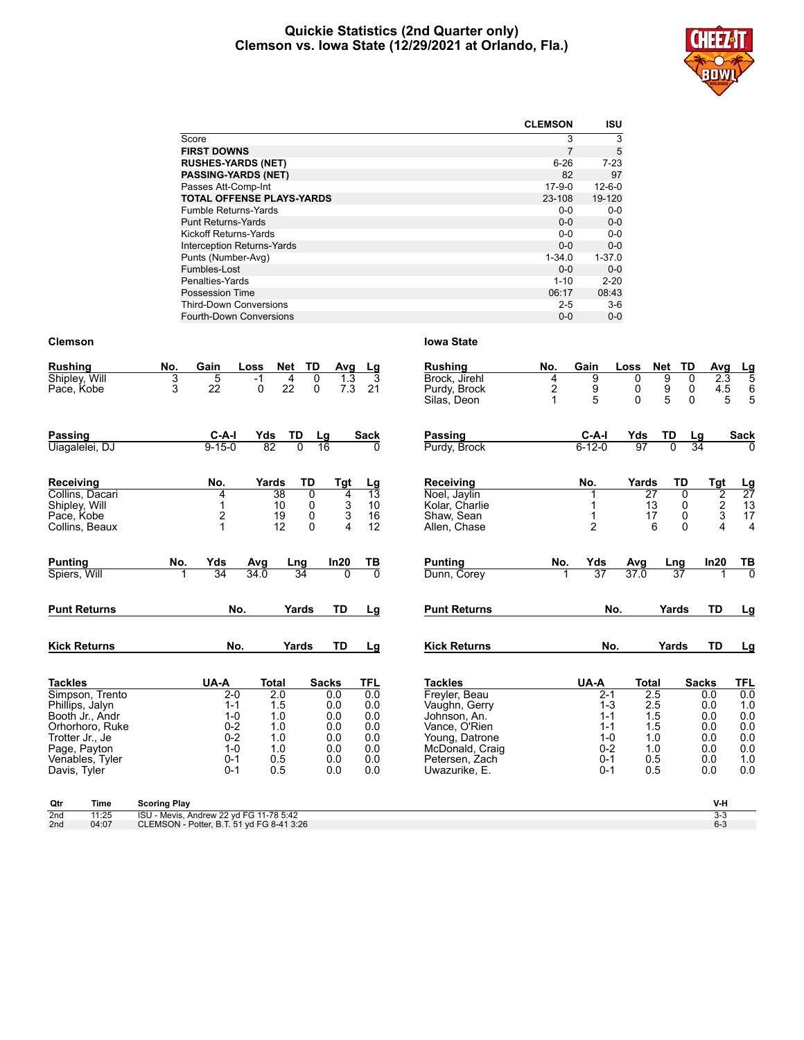# Quickie Statistics (2nd Quarter only)
## Clemson vs. Iowa State (12/29/2021 at Orlando, Fla.)

| | CLEMSON | ISU |
|---|---|---|
| Score | 3 | 3 |
| **FIRST DOWNS** | 7 | 5 |
| **RUSHES-YARDS (NET)** | 6-26 | 7-23 |
| **PASSING-YARDS (NET)** | 82 | 97 |
| Passes Att-Comp-Int | 17-9-0 | 12-6-0 |
| **TOTAL OFFENSE PLAYS-YARDS** | 23-108 | 19-120 |
| Fumble Returns-Yards | 0-0 | 0-0 |
| Punt Returns-Yards | 0-0 | 0-0 |
| Kickoff Returns-Yards | 0-0 | 0-0 |
| Interception Returns-Yards | 0-0 | 0-0 |
| Punts (Number-Avg) | 1-34.0 | 1-37.0 |
| Fumbles-Lost | 0-0 | 0-0 |
| Penalties-Yards | 1-10 | 2-20 |
| Possession Time | 06:17 | 08:43 |
| Third-Down Conversions | 2-5 | 3-6 |
| Fourth-Down Conversions | 0-0 | 0-0 |

## Clemson

| Rushing | No. | Gain | Loss | Net | TD | Avg | Lg |
|---|---|---|---|---|---|---|---|
| Shipley, Will | 3 | 5 | -1 | 4 | 0 | 1.3 | 3 |
| Pace, Kobe | 3 | 22 | 0 | 22 | 0 | 7.3 | 21 |

| Passing | C-A-I | Yds | TD | Lg | Sack |
|---|---|---|---|---|---|
| Uiagalelei, DJ | 9-15-0 | 82 | 0 | 16 | 0 |

| Receiving | No. | Yards | TD | Tgt | Lg |
|---|---|---|---|---|---|
| Collins, Dacari | 4 | 38 | 0 | 4 | 13 |
| Shipley, Will | 1 | 10 | 0 | 3 | 10 |
| Pace, Kobe | 2 | 19 | 0 | 3 | 16 |
| Collins, Beaux | 1 | 12 | 0 | 4 | 12 |

| Punting | No. | Yds | Avg | Lng | In20 | TB |
|---|---|---|---|---|---|---|
| Spiers, Will | 1 | 34 | 34.0 | 34 | 0 | 0 |

| Punt Returns | No. | Yards | TD | Lg |
|---|---|---|---|---|

| Kick Returns | No. | Yards | TD | Lg |
|---|---|---|---|---|

| Tackles | UA-A | Total | Sacks | TFL |
|---|---|---|---|---|
| Simpson, Trento | 2-0 | 2.0 | 0.0 | 0.0 |
| Phillips, Jalyn | 1-1 | 1.5 | 0.0 | 0.0 |
| Booth Jr., Andr | 1-0 | 1.0 | 0.0 | 0.0 |
| Orhorhoro, Ruke | 0-2 | 1.0 | 0.0 | 0.0 |
| Trotter Jr., Je | 0-2 | 1.0 | 0.0 | 0.0 |
| Page, Payton | 1-0 | 1.0 | 0.0 | 0.0 |
| Venables, Tyler | 0-1 | 0.5 | 0.0 | 0.0 |
| Davis, Tyler | 0-1 | 0.5 | 0.0 | 0.0 |

## Iowa State

| Rushing | No. | Gain | Loss | Net | TD | Avg | Lg |
|---|---|---|---|---|---|---|---|
| Brock, Jirehl | 4 | 9 | 0 | 9 | 0 | 2.3 | 5 |
| Purdy, Brock | 2 | 9 | 0 | 9 | 0 | 4.5 | 6 |
| Silas, Deon | 1 | 5 | 0 | 5 | 0 | 5 | 5 |

| Passing | C-A-I | Yds | TD | Lg | Sack |
|---|---|---|---|---|---|
| Purdy, Brock | 6-12-0 | 97 | 0 | 34 | 0 |

| Receiving | No. | Yards | TD | Tgt | Lg |
|---|---|---|---|---|---|
| Noel, Jaylin | 1 | 27 | 0 | 2 | 27 |
| Kolar, Charlie | 1 | 13 | 0 | 2 | 13 |
| Shaw, Sean | 1 | 17 | 0 | 3 | 17 |
| Allen, Chase | 2 | 6 | 0 | 4 | 4 |

| Punting | No. | Yds | Avg | Lng | In20 | TB |
|---|---|---|---|---|---|---|
| Dunn, Corey | 1 | 37 | 37.0 | 37 | 1 | 0 |

| Punt Returns | No. | Yards | TD | Lg |
|---|---|---|---|---|

| Kick Returns | No. | Yards | TD | Lg |
|---|---|---|---|---|

| Tackles | UA-A | Total | Sacks | TFL |
|---|---|---|---|---|
| Freyler, Beau | 2-1 | 2.5 | 0.0 | 0.0 |
| Vaughn, Gerry | 1-3 | 2.5 | 0.0 | 1.0 |
| Johnson, An. | 1-1 | 1.5 | 0.0 | 0.0 |
| Vance, O'Rien | 1-1 | 1.5 | 0.0 | 0.0 |
| Young, Datrone | 1-0 | 1.0 | 0.0 | 0.0 |
| McDonald, Craig | 0-2 | 1.0 | 0.0 | 0.0 |
| Petersen, Zach | 0-1 | 0.5 | 0.0 | 1.0 |
| Uwazurike, E. | 0-1 | 0.5 | 0.0 | 0.0 |

| Qtr | Time | Scoring Play | V-H |
|---|---|---|---|
| 2nd | 11:25 | ISU - Mevis, Andrew 22 yd FG 11-78 5:42 | 3-3 |
| 2nd | 04:07 | CLEMSON - Potter, B.T. 51 yd FG 8-41 3:26 | 6-3 |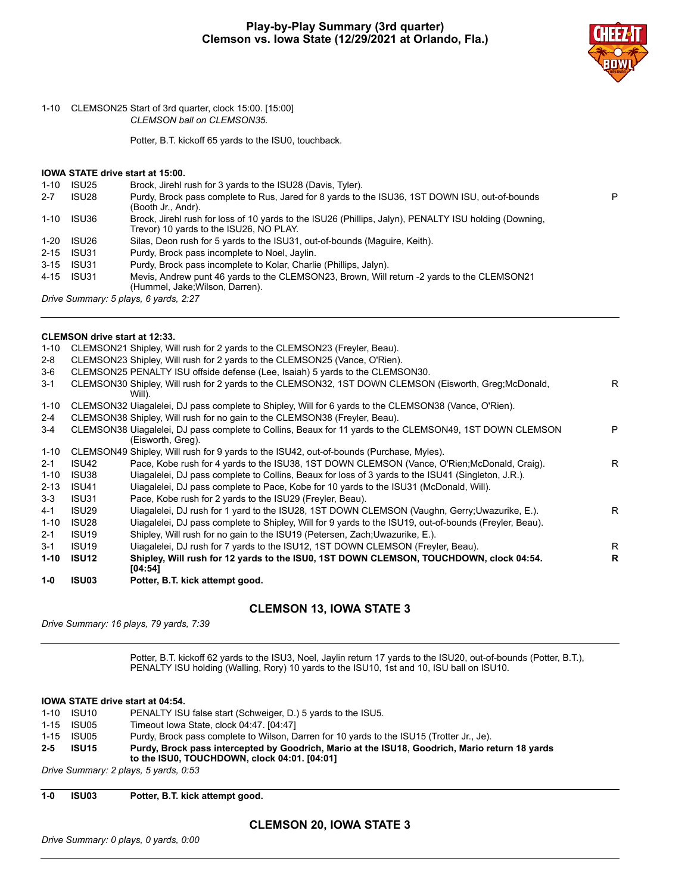# Play-by-Play Summary (3rd quarter)
## Clemson vs. Iowa State (12/29/2021 at Orlando, Fla.)

1-10 CLEMSON25 Start of 3rd quarter, clock 15:00. [15:00]
*CLEMSON ball on CLEMSON35.*

Potter, B.T. kickoff 65 yards to the ISU0, touchback.

**IOWA STATE drive start at 15:00.**

| Down | Spot | Play | |
|---|---|---|---|
| 1-10 | ISU25 | Brock, Jirehl rush for 3 yards to the ISU28 (Davis, Tyler). | |
| 2-7 | ISU28 | Purdy, Brock pass complete to Rus, Jared for 8 yards to the ISU36, 1ST DOWN ISU, out-of-bounds (Booth Jr., Andr). | P |
| 1-10 | ISU36 | Brock, Jirehl rush for loss of 10 yards to the ISU26 (Phillips, Jalyn), PENALTY ISU holding (Downing, Trevor) 10 yards to the ISU26, NO PLAY. | |
| 1-20 | ISU26 | Silas, Deon rush for 5 yards to the ISU31, out-of-bounds (Maguire, Keith). | |
| 2-15 | ISU31 | Purdy, Brock pass incomplete to Noel, Jaylin. | |
| 3-15 | ISU31 | Purdy, Brock pass incomplete to Kolar, Charlie (Phillips, Jalyn). | |
| 4-15 | ISU31 | Mevis, Andrew punt 46 yards to the CLEMSON23, Brown, Will return -2 yards to the CLEMSON21 (Hummel, Jake;Wilson, Darren). | |

*Drive Summary: 5 plays, 6 yards, 2:27*

---

**CLEMSON drive start at 12:33.**

| Down | Spot | Play | |
|---|---|---|---|
| 1-10 | CLEMSON21 | Shipley, Will rush for 2 yards to the CLEMSON23 (Freyler, Beau). | |
| 2-8 | CLEMSON23 | Shipley, Will rush for 2 yards to the CLEMSON25 (Vance, O'Rien). | |
| 3-6 | CLEMSON25 | PENALTY ISU offside defense (Lee, Isaiah) 5 yards to the CLEMSON30. | |
| 3-1 | CLEMSON30 | Shipley, Will rush for 2 yards to the CLEMSON32, 1ST DOWN CLEMSON (Eisworth, Greg;McDonald, Will). | R |
| 1-10 | CLEMSON32 | Uiagalelei, DJ pass complete to Shipley, Will for 6 yards to the CLEMSON38 (Vance, O'Rien). | |
| 2-4 | CLEMSON38 | Shipley, Will rush for no gain to the CLEMSON38 (Freyler, Beau). | |
| 3-4 | CLEMSON38 | Uiagalelei, DJ pass complete to Collins, Beaux for 11 yards to the CLEMSON49, 1ST DOWN CLEMSON (Eisworth, Greg). | P |
| 1-10 | CLEMSON49 | Shipley, Will rush for 9 yards to the ISU42, out-of-bounds (Purchase, Myles). | |
| 2-1 | ISU42 | Pace, Kobe rush for 4 yards to the ISU38, 1ST DOWN CLEMSON (Vance, O'Rien;McDonald, Craig). | R |
| 1-10 | ISU38 | Uiagalelei, DJ pass complete to Collins, Beaux for loss of 3 yards to the ISU41 (Singleton, J.R.). | |
| 2-13 | ISU41 | Uiagalelei, DJ pass complete to Pace, Kobe for 10 yards to the ISU31 (McDonald, Will). | |
| 3-3 | ISU31 | Pace, Kobe rush for 2 yards to the ISU29 (Freyler, Beau). | |
| 4-1 | ISU29 | Uiagalelei, DJ rush for 1 yard to the ISU28, 1ST DOWN CLEMSON (Vaughn, Gerry;Uwazurike, E.). | R |
| 1-10 | ISU28 | Uiagalelei, DJ pass complete to Shipley, Will for 9 yards to the ISU19, out-of-bounds (Freyler, Beau). | |
| 2-1 | ISU19 | Shipley, Will rush for no gain to the ISU19 (Petersen, Zach;Uwazurike, E.). | |
| 3-1 | ISU19 | Uiagalelei, DJ rush for 7 yards to the ISU12, 1ST DOWN CLEMSON (Freyler, Beau). | R |
| **1-10** | **ISU12** | **Shipley, Will rush for 12 yards to the ISU0, 1ST DOWN CLEMSON, TOUCHDOWN, clock 04:54. [04:54]** | **R** |
| **1-0** | **ISU03** | **Potter, B.T. kick attempt good.** | |

### CLEMSON 13, IOWA STATE 3

*Drive Summary: 16 plays, 79 yards, 7:39*

---

Potter, B.T. kickoff 62 yards to the ISU3, Noel, Jaylin return 17 yards to the ISU20, out-of-bounds (Potter, B.T.), PENALTY ISU holding (Walling, Rory) 10 yards to the ISU10, 1st and 10, ISU ball on ISU10.

**IOWA STATE drive start at 04:54.**

| Down | Spot | Play |
|---|---|---|
| 1-10 | ISU10 | PENALTY ISU false start (Schweiger, D.) 5 yards to the ISU5. |
| 1-15 | ISU05 | Timeout Iowa State, clock 04:47. [04:47] |
| 1-15 | ISU05 | Purdy, Brock pass complete to Wilson, Darren for 10 yards to the ISU15 (Trotter Jr., Je). |
| **2-5** | **ISU15** | **Purdy, Brock pass intercepted by Goodrich, Mario at the ISU18, Goodrich, Mario return 18 yards to the ISU0, TOUCHDOWN, clock 04:01. [04:01]** |

*Drive Summary: 2 plays, 5 yards, 0:53*

---

**1-0 ISU03 Potter, B.T. kick attempt good.**

### CLEMSON 20, IOWA STATE 3

*Drive Summary: 0 plays, 0 yards, 0:00*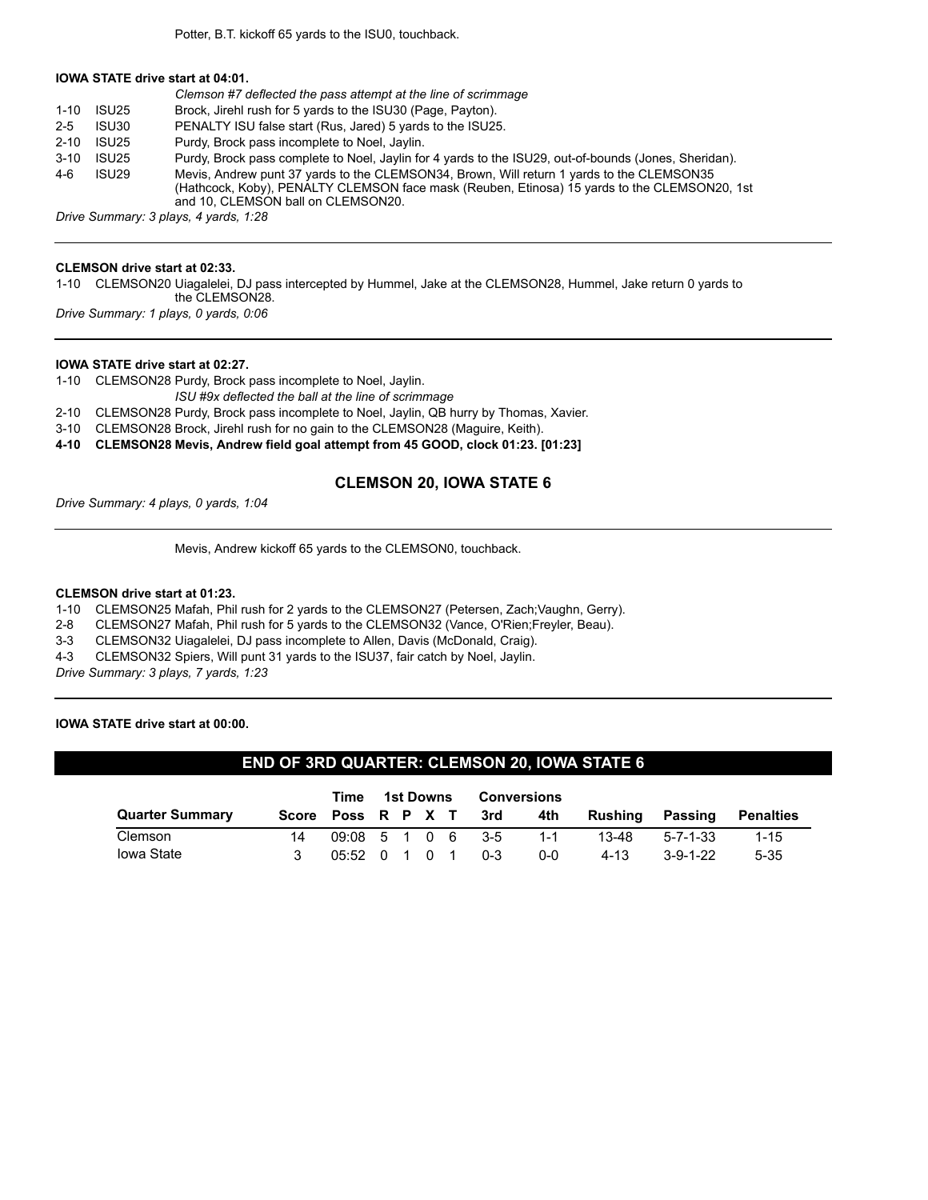Potter, B.T. kickoff 65 yards to the ISU0, touchback.

**IOWA STATE drive start at 04:01.**

| | | |
|---|---|---|
| | | *Clemson #7 deflected the pass attempt at the line of scrimmage* |
| 1-10 | ISU25 | Brock, Jirehl rush for 5 yards to the ISU30 (Page, Payton). |
| 2-5 | ISU30 | PENALTY ISU false start (Rus, Jared) 5 yards to the ISU25. |
| 2-10 | ISU25 | Purdy, Brock pass incomplete to Noel, Jaylin. |
| 3-10 | ISU25 | Purdy, Brock pass complete to Noel, Jaylin for 4 yards to the ISU29, out-of-bounds (Jones, Sheridan). |
| 4-6 | ISU29 | Mevis, Andrew punt 37 yards to the CLEMSON34, Brown, Will return 1 yards to the CLEMSON35 (Hathcock, Koby), PENALTY CLEMSON face mask (Reuben, Etinosa) 15 yards to the CLEMSON20, 1st and 10, CLEMSON ball on CLEMSON20. |

*Drive Summary: 3 plays, 4 yards, 1:28*

---

**CLEMSON drive start at 02:33.**

1-10 CLEMSON20 Uiagalelei, DJ pass intercepted by Hummel, Jake at the CLEMSON28, Hummel, Jake return 0 yards to the CLEMSON28.

*Drive Summary: 1 plays, 0 yards, 0:06*

---

**IOWA STATE drive start at 02:27.**

1-10 CLEMSON28 Purdy, Brock pass incomplete to Noel, Jaylin.
*ISU #9x deflected the ball at the line of scrimmage*
2-10 CLEMSON28 Purdy, Brock pass incomplete to Noel, Jaylin, QB hurry by Thomas, Xavier.
3-10 CLEMSON28 Brock, Jirehl rush for no gain to the CLEMSON28 (Maguire, Keith).
**4-10 CLEMSON28 Mevis, Andrew field goal attempt from 45 GOOD, clock 01:23. [01:23]**

### CLEMSON 20, IOWA STATE 6

*Drive Summary: 4 plays, 0 yards, 1:04*

---

Mevis, Andrew kickoff 65 yards to the CLEMSON0, touchback.

**CLEMSON drive start at 01:23.**

1-10 CLEMSON25 Mafah, Phil rush for 2 yards to the CLEMSON27 (Petersen, Zach;Vaughn, Gerry).
2-8 CLEMSON27 Mafah, Phil rush for 5 yards to the CLEMSON32 (Vance, O'Rien;Freyler, Beau).
3-3 CLEMSON32 Uiagalelei, DJ pass incomplete to Allen, Davis (McDonald, Craig).
4-3 CLEMSON32 Spiers, Will punt 31 yards to the ISU37, fair catch by Noel, Jaylin.

*Drive Summary: 3 plays, 7 yards, 1:23*

---

**IOWA STATE drive start at 00:00.**

## END OF 3RD QUARTER: CLEMSON 20, IOWA STATE 6

| | | Time | 1st Downs | | | | Conversions | | | | |
|---|---|---|---|---|---|---|---|---|---|---|---|
| **Quarter Summary** | **Score** | **Poss** | **R** | **P** | **X** | **T** | **3rd** | **4th** | **Rushing** | **Passing** | **Penalties** |
| Clemson | 14 | 09:08 | 5 | 1 | 0 | 6 | 3-5 | 1-1 | 13-48 | 5-7-1-33 | 1-15 |
| Iowa State | 3 | 05:52 | 0 | 1 | 0 | 1 | 0-3 | 0-0 | 4-13 | 3-9-1-22 | 5-35 |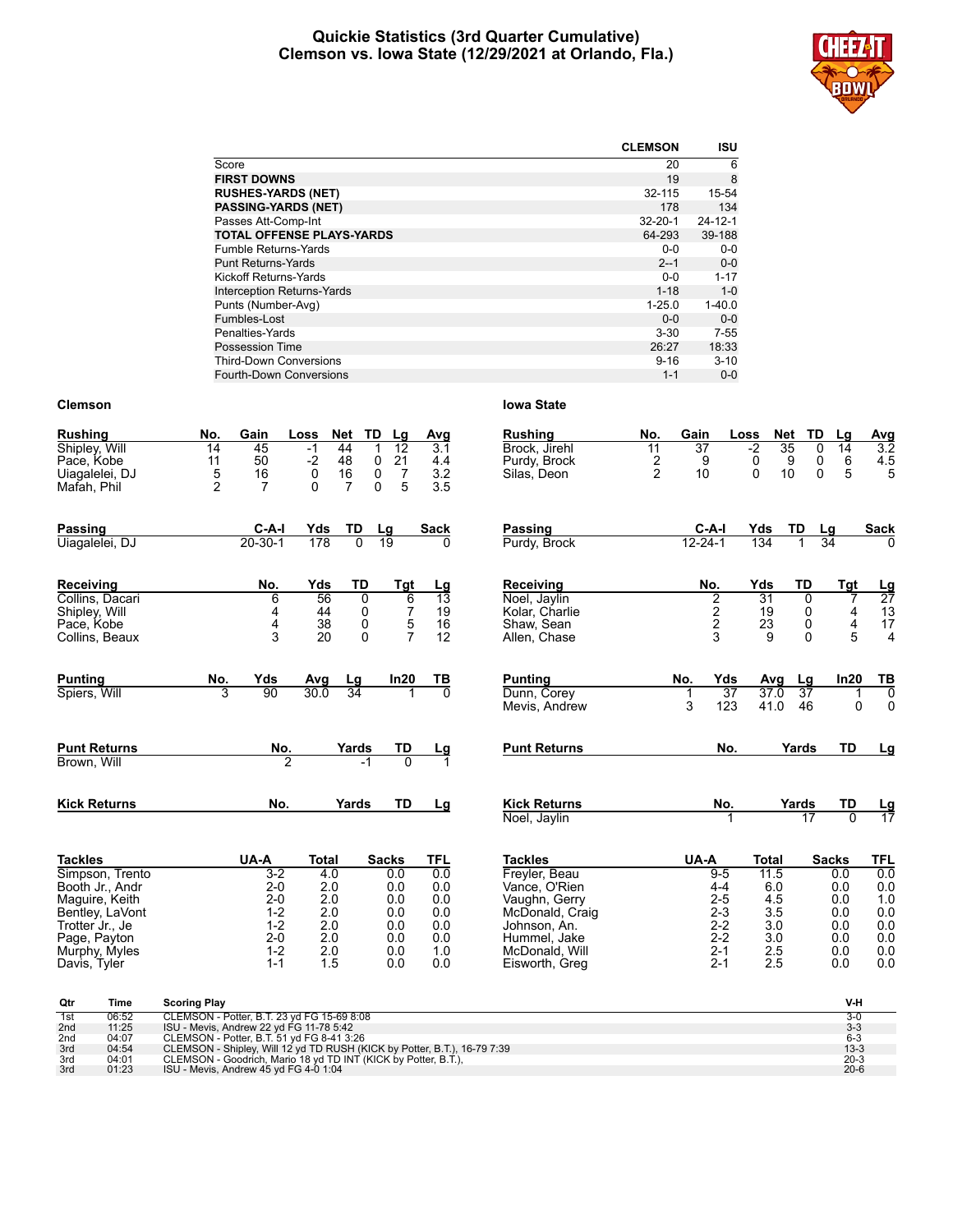# Quickie Statistics (3rd Quarter Cumulative)
## Clemson vs. Iowa State (12/29/2021 at Orlando, Fla.)

| | CLEMSON | ISU |
|---|---|---|
| Score | 20 | 6 |
| **FIRST DOWNS** | 19 | 8 |
| **RUSHES-YARDS (NET)** | 32-115 | 15-54 |
| **PASSING-YARDS (NET)** | 178 | 134 |
| Passes Att-Comp-Int | 32-20-1 | 24-12-1 |
| **TOTAL OFFENSE PLAYS-YARDS** | 64-293 | 39-188 |
| Fumble Returns-Yards | 0-0 | 0-0 |
| Punt Returns-Yards | 2--1 | 0-0 |
| Kickoff Returns-Yards | 0-0 | 1-17 |
| Interception Returns-Yards | 1-18 | 1-0 |
| Punts (Number-Avg) | 1-25.0 | 1-40.0 |
| Fumbles-Lost | 0-0 | 0-0 |
| Penalties-Yards | 3-30 | 7-55 |
| Possession Time | 26:27 | 18:33 |
| Third-Down Conversions | 9-16 | 3-10 |
| Fourth-Down Conversions | 1-1 | 0-0 |

### Clemson

| Rushing | No. | Gain | Loss | Net | TD | Lg | Avg |
|---|---|---|---|---|---|---|---|
| Shipley, Will | 14 | 45 | -1 | 44 | 1 | 12 | 3.1 |
| Pace, Kobe | 11 | 50 | -2 | 48 | 0 | 21 | 4.4 |
| Uiagalelei, DJ | 5 | 16 | 0 | 16 | 0 | 7 | 3.2 |
| Mafah, Phil | 2 | 7 | 0 | 7 | 0 | 5 | 3.5 |

| Passing | C-A-I | Yds | TD | Lg | Sack |
|---|---|---|---|---|---|
| Uiagalelei, DJ | 20-30-1 | 178 | 0 | 19 | 0 |

| Receiving | No. | Yds | TD | Tgt | Lg |
|---|---|---|---|---|---|
| Collins, Dacari | 6 | 56 | 0 | 6 | 13 |
| Shipley, Will | 4 | 44 | 0 | 7 | 19 |
| Pace, Kobe | 4 | 38 | 0 | 5 | 16 |
| Collins, Beaux | 3 | 20 | 0 | 7 | 12 |

| Punting | No. | Yds | Avg | Lg | In20 | TB |
|---|---|---|---|---|---|---|
| Spiers, Will | 3 | 90 | 30.0 | 34 | 1 | 0 |

| Punt Returns | No. | Yards | TD | Lg |
|---|---|---|---|---|
| Brown, Will | 2 | -1 | 0 | 1 |

| Kick Returns | No. | Yards | TD | Lg |
|---|---|---|---|---|

| Tackles | UA-A | Total | Sacks | TFL |
|---|---|---|---|---|
| Simpson, Trento | 3-2 | 4.0 | 0.0 | 0.0 |
| Booth Jr., Andr | 2-0 | 2.0 | 0.0 | 0.0 |
| Maguire, Keith | 2-0 | 2.0 | 0.0 | 0.0 |
| Bentley, LaVont | 1-2 | 2.0 | 0.0 | 0.0 |
| Trotter Jr., Je | 1-2 | 2.0 | 0.0 | 0.0 |
| Page, Payton | 2-0 | 2.0 | 0.0 | 0.0 |
| Murphy, Myles | 1-2 | 2.0 | 0.0 | 1.0 |
| Davis, Tyler | 1-1 | 1.5 | 0.0 | 0.0 |

### Iowa State

| Rushing | No. | Gain | Loss | Net | TD | Lg | Avg |
|---|---|---|---|---|---|---|---|
| Brock, Jirehl | 11 | 37 | -2 | 35 | 0 | 14 | 3.2 |
| Purdy, Brock | 2 | 9 | 0 | 9 | 0 | 6 | 4.5 |
| Silas, Deon | 2 | 10 | 0 | 10 | 0 | 5 | 5 |

| Passing | C-A-I | Yds | TD | Lg | Sack |
|---|---|---|---|---|---|
| Purdy, Brock | 12-24-1 | 134 | 1 | 34 | 0 |

| Receiving | No. | Yds | TD | Tgt | Lg |
|---|---|---|---|---|---|
| Noel, Jaylin | 2 | 31 | 0 | 7 | 27 |
| Kolar, Charlie | 2 | 19 | 0 | 4 | 13 |
| Shaw, Sean | 2 | 23 | 0 | 4 | 17 |
| Allen, Chase | 3 | 9 | 0 | 5 | 4 |

| Punting | No. | Yds | Avg | Lg | In20 | TB |
|---|---|---|---|---|---|---|
| Dunn, Corey | 1 | 37 | 37.0 | 37 | 1 | 0 |
| Mevis, Andrew | 3 | 123 | 41.0 | 46 | 0 | 0 |

| Punt Returns | No. | Yards | TD | Lg |
|---|---|---|---|---|

| Kick Returns | No. | Yards | TD | Lg |
|---|---|---|---|---|
| Noel, Jaylin | 1 | 17 | 0 | 17 |

| Tackles | UA-A | Total | Sacks | TFL |
|---|---|---|---|---|
| Freyler, Beau | 9-5 | 11.5 | 0.0 | 0.0 |
| Vance, O'Rien | 4-4 | 6.0 | 0.0 | 0.0 |
| Vaughn, Gerry | 2-5 | 4.5 | 0.0 | 1.0 |
| McDonald, Craig | 2-3 | 3.5 | 0.0 | 0.0 |
| Johnson, An. | 2-2 | 3.0 | 0.0 | 0.0 |
| Hummel, Jake | 2-2 | 3.0 | 0.0 | 0.0 |
| McDonald, Will | 2-1 | 2.5 | 0.0 | 0.0 |
| Eisworth, Greg | 2-1 | 2.5 | 0.0 | 0.0 |

| Qtr | Time | Scoring Play | V-H |
|---|---|---|---|
| 1st | 06:52 | CLEMSON - Potter, B.T. 23 yd FG 15-69 8:08 | 3-0 |
| 2nd | 11:25 | ISU - Mevis, Andrew 22 yd FG 11-78 5:42 | 3-3 |
| 2nd | 04:07 | CLEMSON - Potter, B.T. 51 yd FG 8-41 3:26 | 6-3 |
| 3rd | 04:54 | CLEMSON - Shipley, Will 12 yd TD RUSH (KICK by Potter, B.T.), 16-79 7:39 | 13-3 |
| 3rd | 04:01 | CLEMSON - Goodrich, Mario 18 yd TD INT (KICK by Potter, B.T.), | 20-3 |
| 3rd | 01:23 | ISU - Mevis, Andrew 45 yd FG 4-0 1:04 | 20-6 |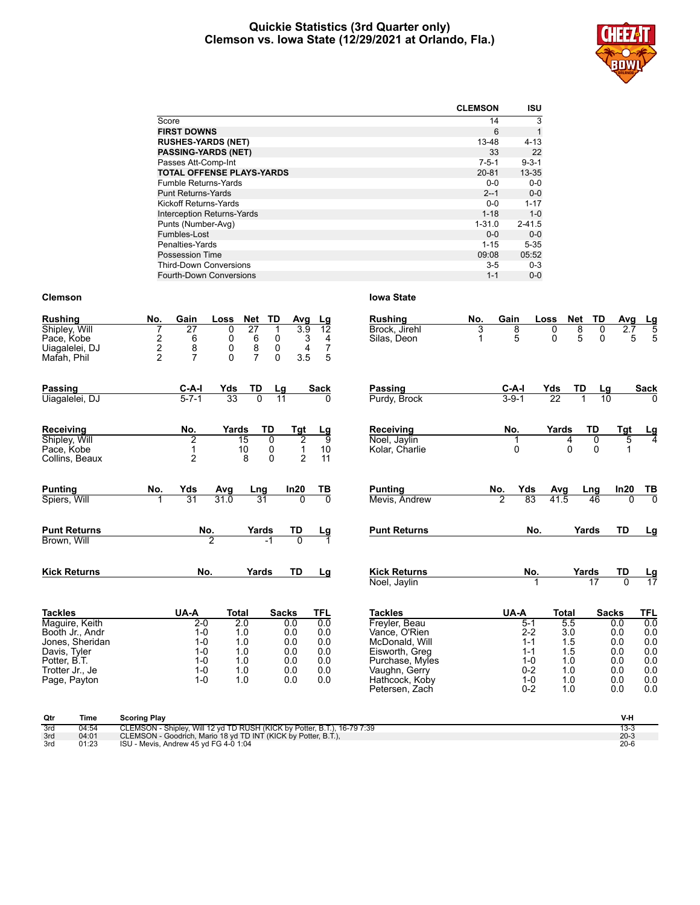# Quickie Statistics (3rd Quarter only)
## Clemson vs. Iowa State (12/29/2021 at Orlando, Fla.)

| | CLEMSON | ISU |
|---|---|---|
| Score | 14 | 3 |
| **FIRST DOWNS** | 6 | 1 |
| **RUSHES-YARDS (NET)** | 13-48 | 4-13 |
| **PASSING-YARDS (NET)** | 33 | 22 |
| Passes Att-Comp-Int | 7-5-1 | 9-3-1 |
| **TOTAL OFFENSE PLAYS-YARDS** | 20-81 | 13-35 |
| Fumble Returns-Yards | 0-0 | 0-0 |
| Punt Returns-Yards | 2--1 | 0-0 |
| Kickoff Returns-Yards | 0-0 | 1-17 |
| Interception Returns-Yards | 1-18 | 1-0 |
| Punts (Number-Avg) | 1-31.0 | 2-41.5 |
| Fumbles-Lost | 0-0 | 0-0 |
| Penalties-Yards | 1-15 | 5-35 |
| Possession Time | 09:08 | 05:52 |
| Third-Down Conversions | 3-5 | 0-3 |
| Fourth-Down Conversions | 1-1 | 0-0 |

### Clemson

| Rushing | No. | Gain | Loss | Net | TD | Avg | Lg |
|---|---|---|---|---|---|---|---|
| Shipley, Will | 7 | 27 | 0 | 27 | 1 | 3.9 | 12 |
| Pace, Kobe | 2 | 6 | 0 | 6 | 0 | 3 | 4 |
| Uiagalelei, DJ | 2 | 8 | 0 | 8 | 0 | 4 | 7 |
| Mafah, Phil | 2 | 7 | 0 | 7 | 0 | 3.5 | 5 |

| Passing | C-A-I | Yds | TD | Lg | Sack |
|---|---|---|---|---|---|
| Uiagalelei, DJ | 5-7-1 | 33 | 0 | 11 | 0 |

| Receiving | No. | Yards | TD | Tgt | Lg |
|---|---|---|---|---|---|
| Shipley, Will | 2 | 15 | 0 | 2 | 9 |
| Pace, Kobe | 1 | 10 | 0 | 1 | 10 |
| Collins, Beaux | 2 | 8 | 0 | 2 | 11 |

| Punting | No. | Yds | Avg | Lng | In20 | TB |
|---|---|---|---|---|---|---|
| Spiers, Will | 1 | 31 | 31.0 | 31 | 0 | 0 |

| Punt Returns | No. | Yards | TD | Lg |
|---|---|---|---|---|
| Brown, Will | 2 | -1 | 0 | 1 |

| Kick Returns | No. | Yards | TD | Lg |
|---|---|---|---|---|

| Tackles | UA-A | Total | Sacks | TFL |
|---|---|---|---|---|
| Maguire, Keith | 2-0 | 2.0 | 0.0 | 0.0 |
| Booth Jr., Andr | 1-0 | 1.0 | 0.0 | 0.0 |
| Jones, Sheridan | 1-0 | 1.0 | 0.0 | 0.0 |
| Davis, Tyler | 1-0 | 1.0 | 0.0 | 0.0 |
| Potter, B.T. | 1-0 | 1.0 | 0.0 | 0.0 |
| Trotter Jr., Je | 1-0 | 1.0 | 0.0 | 0.0 |
| Page, Payton | 1-0 | 1.0 | 0.0 | 0.0 |

### Iowa State

| Rushing | No. | Gain | Loss | Net | TD | Avg | Lg |
|---|---|---|---|---|---|---|---|
| Brock, Jirehl | 3 | 8 | 0 | 8 | 0 | 2.7 | 5 |
| Silas, Deon | 1 | 5 | 0 | 5 | 0 | 5 | 5 |

| Passing | C-A-I | Yds | TD | Lg | Sack |
|---|---|---|---|---|---|
| Purdy, Brock | 3-9-1 | 22 | 1 | 10 | 0 |

| Receiving | No. | Yards | TD | Tgt | Lg |
|---|---|---|---|---|---|
| Noel, Jaylin | 1 | 4 | 0 | 5 | 4 |
| Kolar, Charlie | 0 | 0 | 0 | 1 | |

| Punting | No. | Yds | Avg | Lng | In20 | TB |
|---|---|---|---|---|---|---|
| Mevis, Andrew | 2 | 83 | 41.5 | 46 | 0 | 0 |

| Punt Returns | No. | Yards | TD | Lg |
|---|---|---|---|---|

| Kick Returns | No. | Yards | TD | Lg |
|---|---|---|---|---|
| Noel, Jaylin | 1 | 17 | 0 | 17 |

| Tackles | UA-A | Total | Sacks | TFL |
|---|---|---|---|---|
| Freyler, Beau | 5-1 | 5.5 | 0.0 | 0.0 |
| Vance, O'Rien | 2-2 | 3.0 | 0.0 | 0.0 |
| McDonald, Will | 1-1 | 1.5 | 0.0 | 0.0 |
| Eisworth, Greg | 1-1 | 1.5 | 0.0 | 0.0 |
| Purchase, Myles | 1-0 | 1.0 | 0.0 | 0.0 |
| Vaughn, Gerry | 0-2 | 1.0 | 0.0 | 0.0 |
| Hathcock, Koby | 1-0 | 1.0 | 0.0 | 0.0 |
| Petersen, Zach | 0-2 | 1.0 | 0.0 | 0.0 |

| Qtr | Time | Scoring Play | V-H |
|---|---|---|---|
| 3rd | 04:54 | CLEMSON - Shipley, Will 12 yd TD RUSH (KICK by Potter, B.T.), 16-79 7:39 | 13-3 |
| 3rd | 04:01 | CLEMSON - Goodrich, Mario 18 yd TD INT (KICK by Potter, B.T.), | 20-3 |
| 3rd | 01:23 | ISU - Mevis, Andrew 45 yd FG 4-0 1:04 | 20-6 |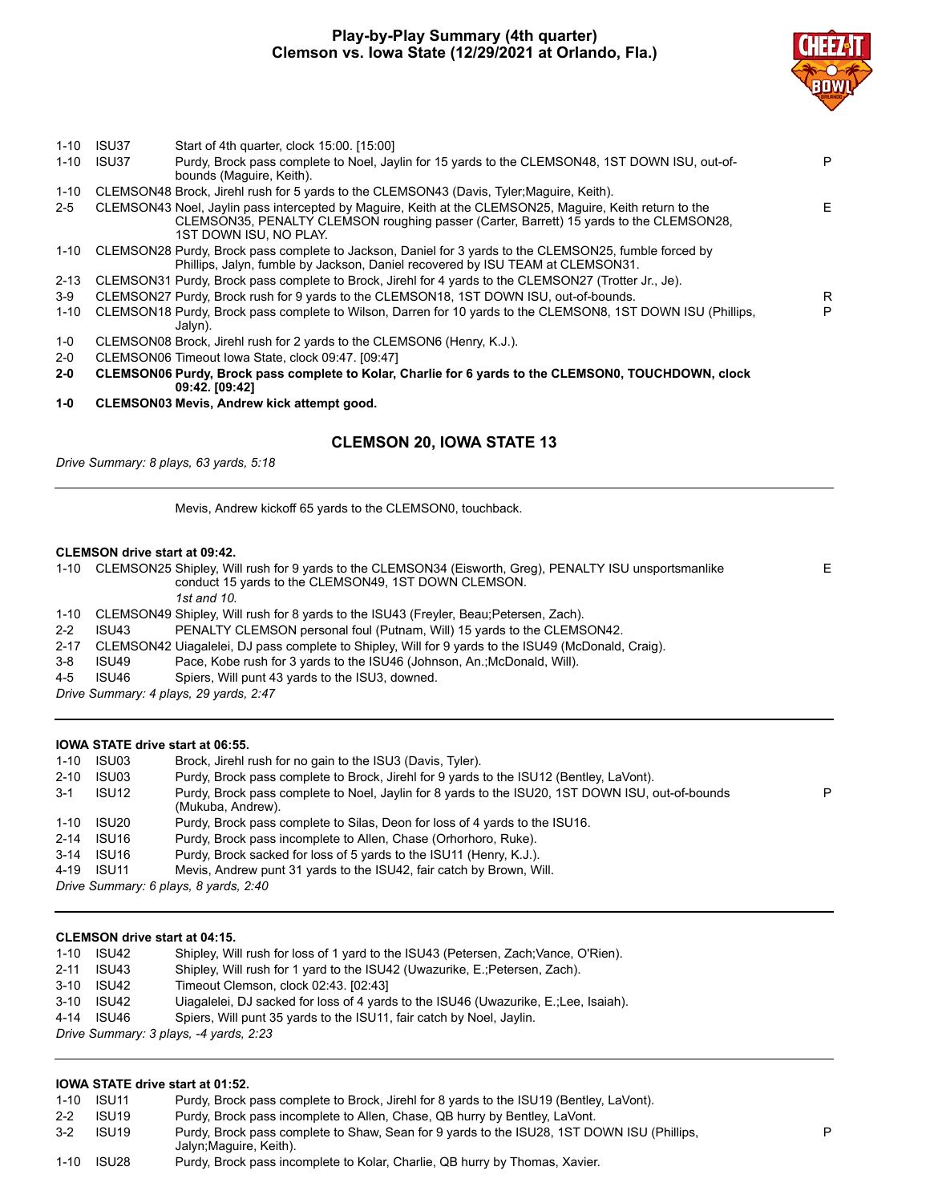## Play-by-Play Summary (4th quarter)
## Clemson vs. Iowa State (12/29/2021 at Orlando, Fla.)

| Down | Spot | Play | |
|---|---|---|---|
| 1-10 | ISU37 | Start of 4th quarter, clock 15:00. [15:00] | |
| 1-10 | ISU37 | Purdy, Brock pass complete to Noel, Jaylin for 15 yards to the CLEMSON48, 1ST DOWN ISU, out-of-bounds (Maguire, Keith). | P |
| 1-10 | CLEMSON48 | Brock, Jirehl rush for 5 yards to the CLEMSON43 (Davis, Tyler;Maguire, Keith). | |
| 2-5 | CLEMSON43 | Noel, Jaylin pass intercepted by Maguire, Keith at the CLEMSON25, Maguire, Keith return to the CLEMSON35, PENALTY CLEMSON roughing passer (Carter, Barrett) 15 yards to the CLEMSON28, 1ST DOWN ISU, NO PLAY. | E |
| 1-10 | CLEMSON28 | Purdy, Brock pass complete to Jackson, Daniel for 3 yards to the CLEMSON25, fumble forced by Phillips, Jalyn, fumble by Jackson, Daniel recovered by ISU TEAM at CLEMSON31. | |
| 2-13 | CLEMSON31 | Purdy, Brock pass complete to Brock, Jirehl for 4 yards to the CLEMSON27 (Trotter Jr., Je). | |
| 3-9 | CLEMSON27 | Purdy, Brock rush for 9 yards to the CLEMSON18, 1ST DOWN ISU, out-of-bounds. | R |
| 1-10 | CLEMSON18 | Purdy, Brock pass complete to Wilson, Darren for 10 yards to the CLEMSON8, 1ST DOWN ISU (Phillips, Jalyn). | P |
| 1-0 | CLEMSON08 | Brock, Jirehl rush for 2 yards to the CLEMSON6 (Henry, K.J.). | |
| 2-0 | CLEMSON06 | Timeout Iowa State, clock 09:47. [09:47] | |
| **2-0** | **CLEMSON06** | **Purdy, Brock pass complete to Kolar, Charlie for 6 yards to the CLEMSON0, TOUCHDOWN, clock 09:42. [09:42]** | |
| **1-0** | **CLEMSON03** | **Mevis, Andrew kick attempt good.** | |

### CLEMSON 20, IOWA STATE 13

*Drive Summary: 8 plays, 63 yards, 5:18*

---

Mevis, Andrew kickoff 65 yards to the CLEMSON0, touchback.

**CLEMSON drive start at 09:42.**

| Down | Spot | Play | |
|---|---|---|---|
| 1-10 | CLEMSON25 | Shipley, Will rush for 9 yards to the CLEMSON34 (Eisworth, Greg), PENALTY ISU unsportsmanlike conduct 15 yards to the CLEMSON49, 1ST DOWN CLEMSON. *1st and 10.* | E |
| 1-10 | CLEMSON49 | Shipley, Will rush for 8 yards to the ISU43 (Freyler, Beau;Petersen, Zach). | |
| 2-2 | ISU43 | PENALTY CLEMSON personal foul (Putnam, Will) 15 yards to the CLEMSON42. | |
| 2-17 | CLEMSON42 | Uiagalelei, DJ pass complete to Shipley, Will for 9 yards to the ISU49 (McDonald, Craig). | |
| 3-8 | ISU49 | Pace, Kobe rush for 3 yards to the ISU46 (Johnson, An.;McDonald, Will). | |
| 4-5 | ISU46 | Spiers, Will punt 43 yards to the ISU3, downed. | |

*Drive Summary: 4 plays, 29 yards, 2:47*

---

**IOWA STATE drive start at 06:55.**

| Down | Spot | Play | |
|---|---|---|---|
| 1-10 | ISU03 | Brock, Jirehl rush for no gain to the ISU3 (Davis, Tyler). | |
| 2-10 | ISU03 | Purdy, Brock pass complete to Brock, Jirehl for 9 yards to the ISU12 (Bentley, LaVont). | |
| 3-1 | ISU12 | Purdy, Brock pass complete to Noel, Jaylin for 8 yards to the ISU20, 1ST DOWN ISU, out-of-bounds (Mukuba, Andrew). | P |
| 1-10 | ISU20 | Purdy, Brock pass complete to Silas, Deon for loss of 4 yards to the ISU16. | |
| 2-14 | ISU16 | Purdy, Brock pass incomplete to Allen, Chase (Orhorhoro, Ruke). | |
| 3-14 | ISU16 | Purdy, Brock sacked for loss of 5 yards to the ISU11 (Henry, K.J.). | |
| 4-19 | ISU11 | Mevis, Andrew punt 31 yards to the ISU42, fair catch by Brown, Will. | |

*Drive Summary: 6 plays, 8 yards, 2:40*

---

**CLEMSON drive start at 04:15.**

| Down | Spot | Play | |
|---|---|---|---|
| 1-10 | ISU42 | Shipley, Will rush for loss of 1 yard to the ISU43 (Petersen, Zach;Vance, O'Rien). | |
| 2-11 | ISU43 | Shipley, Will rush for 1 yard to the ISU42 (Uwazurike, E.;Petersen, Zach). | |
| 3-10 | ISU42 | Timeout Clemson, clock 02:43. [02:43] | |
| 3-10 | ISU42 | Uiagalelei, DJ sacked for loss of 4 yards to the ISU46 (Uwazurike, E.;Lee, Isaiah). | |
| 4-14 | ISU46 | Spiers, Will punt 35 yards to the ISU11, fair catch by Noel, Jaylin. | |

*Drive Summary: 3 plays, -4 yards, 2:23*

---

**IOWA STATE drive start at 01:52.**

| Down | Spot | Play | |
|---|---|---|---|
| 1-10 | ISU11 | Purdy, Brock pass complete to Brock, Jirehl for 8 yards to the ISU19 (Bentley, LaVont). | |
| 2-2 | ISU19 | Purdy, Brock pass incomplete to Allen, Chase, QB hurry by Bentley, LaVont. | |
| 3-2 | ISU19 | Purdy, Brock pass complete to Shaw, Sean for 9 yards to the ISU28, 1ST DOWN ISU (Phillips, Jalyn;Maguire, Keith). | P |
| 1-10 | ISU28 | Purdy, Brock pass incomplete to Kolar, Charlie, QB hurry by Thomas, Xavier. | |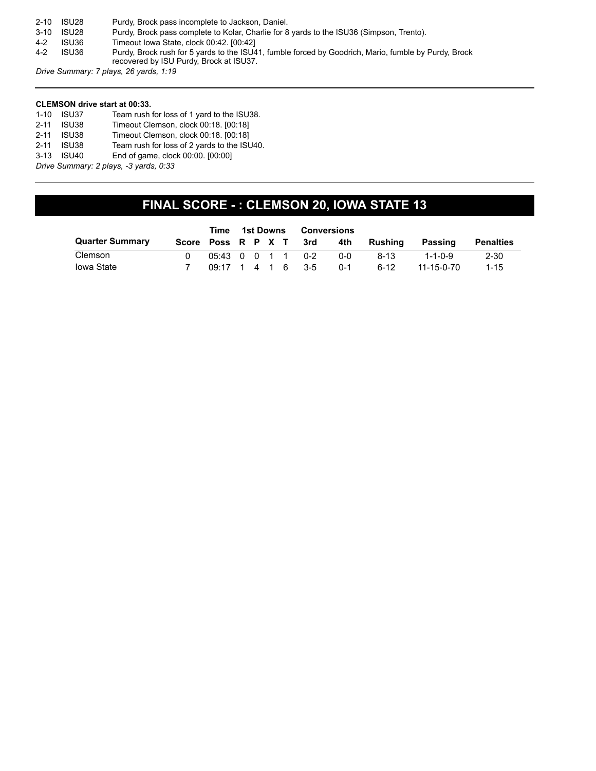| | | |
|---|---|---|
| 2-10 | ISU28 | Purdy, Brock pass incomplete to Jackson, Daniel. |
| 3-10 | ISU28 | Purdy, Brock pass complete to Kolar, Charlie for 8 yards to the ISU36 (Simpson, Trento). |
| 4-2 | ISU36 | Timeout Iowa State, clock 00:42. [00:42] |
| 4-2 | ISU36 | Purdy, Brock rush for 5 yards to the ISU41, fumble forced by Goodrich, Mario, fumble by Purdy, Brock recovered by ISU Purdy, Brock at ISU37. |

*Drive Summary: 7 plays, 26 yards, 1:19*

**CLEMSON drive start at 00:33.**

| | | |
|---|---|---|
| 1-10 | ISU37 | Team rush for loss of 1 yard to the ISU38. |
| 2-11 | ISU38 | Timeout Clemson, clock 00:18. [00:18] |
| 2-11 | ISU38 | Timeout Clemson, clock 00:18. [00:18] |
| 2-11 | ISU38 | Team rush for loss of 2 yards to the ISU40. |
| 3-13 | ISU40 | End of game, clock 00:00. [00:00] |

*Drive Summary: 2 plays, -3 yards, 0:33*

## FINAL SCORE - : CLEMSON 20, IOWA STATE 13

| | | Time | 1st Downs | | | | Conversions | | | | |
|---|---|---|---|---|---|---|---|---|---|---|---|
| **Quarter Summary** | **Score** | **Poss** | **R** | **P** | **X** | **T** | **3rd** | **4th** | **Rushing** | **Passing** | **Penalties** |
| Clemson | 0 | 05:43 | 0 | 0 | 1 | 1 | 0-2 | 0-0 | 8-13 | 1-1-0-9 | 2-30 |
| Iowa State | 7 | 09:17 | 1 | 4 | 1 | 6 | 3-5 | 0-1 | 6-12 | 11-15-0-70 | 1-15 |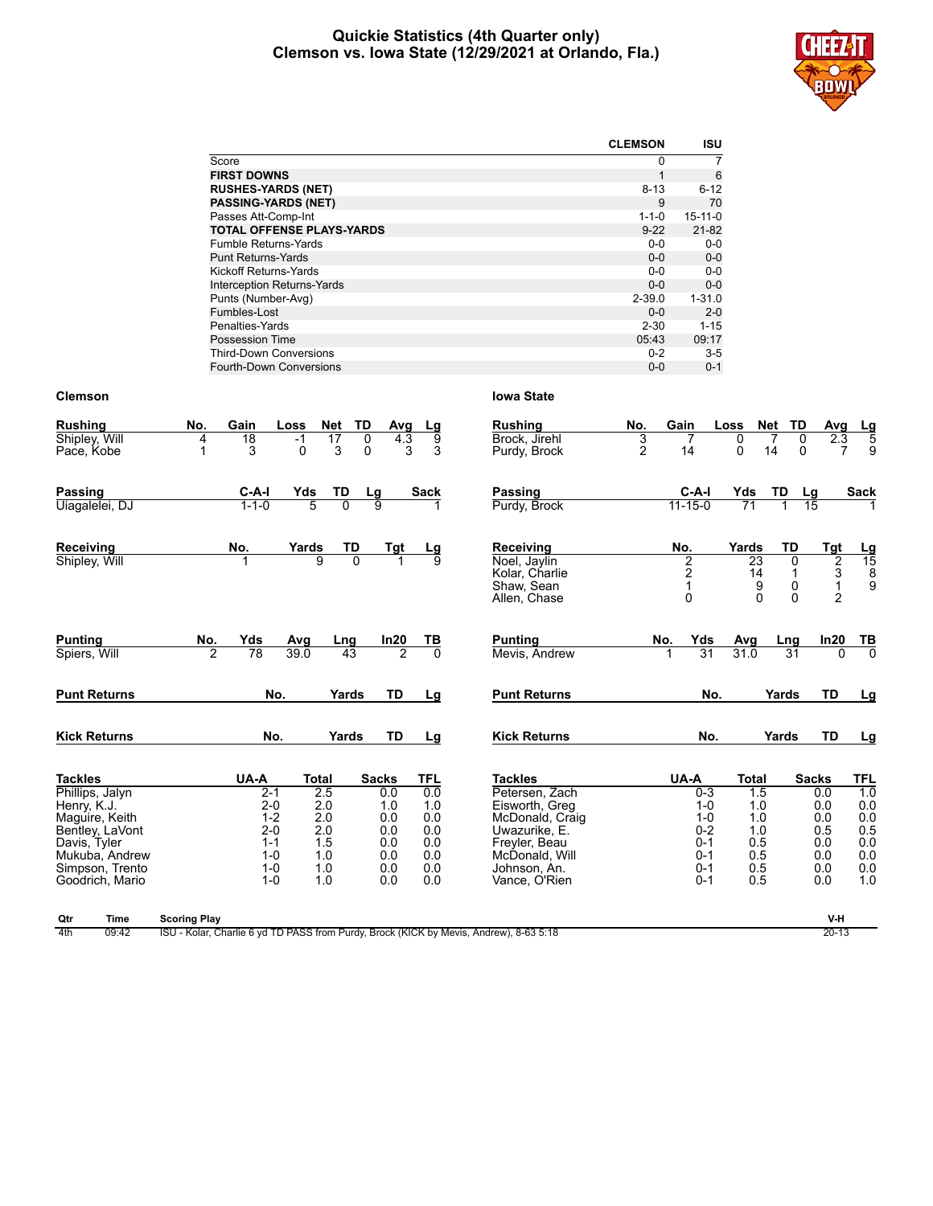# Quickie Statistics (4th Quarter only)
## Clemson vs. Iowa State (12/29/2021 at Orlando, Fla.)

| | CLEMSON | ISU |
|---|---|---|
| Score | 0 | 7 |
| **FIRST DOWNS** | 1 | 6 |
| **RUSHES-YARDS (NET)** | 8-13 | 6-12 |
| **PASSING-YARDS (NET)** | 9 | 70 |
| Passes Att-Comp-Int | 1-1-0 | 15-11-0 |
| **TOTAL OFFENSE PLAYS-YARDS** | 9-22 | 21-82 |
| Fumble Returns-Yards | 0-0 | 0-0 |
| Punt Returns-Yards | 0-0 | 0-0 |
| Kickoff Returns-Yards | 0-0 | 0-0 |
| Interception Returns-Yards | 0-0 | 0-0 |
| Punts (Number-Avg) | 2-39.0 | 1-31.0 |
| Fumbles-Lost | 0-0 | 2-0 |
| Penalties-Yards | 2-30 | 1-15 |
| Possession Time | 05:43 | 09:17 |
| Third-Down Conversions | 0-2 | 3-5 |
| Fourth-Down Conversions | 0-0 | 0-1 |

## Clemson

| Rushing | No. | Gain | Loss | Net | TD | Avg | Lg |
|---|---|---|---|---|---|---|---|
| Shipley, Will | 4 | 18 | -1 | 17 | 0 | 4.3 | 9 |
| Pace, Kobe | 1 | 3 | 0 | 3 | 0 | 3 | 3 |

| Passing | C-A-I | Yds | TD | Lg | Sack |
|---|---|---|---|---|---|
| Uiagalelei, DJ | 1-1-0 | 5 | 0 | 9 | 1 |

| Receiving | No. | Yards | TD | Tgt | Lg |
|---|---|---|---|---|---|
| Shipley, Will | 1 | 9 | 0 | 1 | 9 |

| Punting | No. | Yds | Avg | Lng | In20 | TB |
|---|---|---|---|---|---|---|
| Spiers, Will | 2 | 78 | 39.0 | 43 | 2 | 0 |

| Punt Returns | No. | Yards | TD | Lg |
|---|---|---|---|---|

| Kick Returns | No. | Yards | TD | Lg |
|---|---|---|---|---|

| Tackles | UA-A | Total | Sacks | TFL |
|---|---|---|---|---|
| Phillips, Jalyn | 2-1 | 2.5 | 0.0 | 0.0 |
| Henry, K.J. | 2-0 | 2.0 | 1.0 | 1.0 |
| Maguire, Keith | 1-2 | 2.0 | 0.0 | 0.0 |
| Bentley, LaVont | 2-0 | 2.0 | 0.0 | 0.0 |
| Davis, Tyler | 1-1 | 1.5 | 0.0 | 0.0 |
| Mukuba, Andrew | 1-0 | 1.0 | 0.0 | 0.0 |
| Simpson, Trento | 1-0 | 1.0 | 0.0 | 0.0 |
| Goodrich, Mario | 1-0 | 1.0 | 0.0 | 0.0 |

## Iowa State

| Rushing | No. | Gain | Loss | Net | TD | Avg | Lg |
|---|---|---|---|---|---|---|---|
| Brock, Jirehl | 3 | 7 | 0 | 7 | 0 | 2.3 | 5 |
| Purdy, Brock | 2 | 14 | 0 | 14 | 0 | 7 | 9 |

| Passing | C-A-I | Yds | TD | Lg | Sack |
|---|---|---|---|---|---|
| Purdy, Brock | 11-15-0 | 71 | 1 | 15 | 1 |

| Receiving | No. | Yards | TD | Tgt | Lg |
|---|---|---|---|---|---|
| Noel, Jaylin | 2 | 23 | 0 | 2 | 15 |
| Kolar, Charlie | 2 | 14 | 1 | 3 | 8 |
| Shaw, Sean | 1 | 9 | 0 | 1 | 9 |
| Allen, Chase | 0 | 0 | 0 | 2 | |

| Punting | No. | Yds | Avg | Lng | In20 | TB |
|---|---|---|---|---|---|---|
| Mevis, Andrew | 1 | 31 | 31.0 | 31 | 0 | 0 |

| Punt Returns | No. | Yards | TD | Lg |
|---|---|---|---|---|

| Kick Returns | No. | Yards | TD | Lg |
|---|---|---|---|---|

| Tackles | UA-A | Total | Sacks | TFL |
|---|---|---|---|---|
| Petersen, Zach | 0-3 | 1.5 | 0.0 | 1.0 |
| Eisworth, Greg | 1-0 | 1.0 | 0.0 | 0.0 |
| McDonald, Craig | 1-0 | 1.0 | 0.0 | 0.0 |
| Uwazurike, E. | 0-2 | 1.0 | 0.5 | 0.5 |
| Freyler, Beau | 0-1 | 0.5 | 0.0 | 0.0 |
| McDonald, Will | 0-1 | 0.5 | 0.0 | 0.0 |
| Johnson, An. | 0-1 | 0.5 | 0.0 | 0.0 |
| Vance, O'Rien | 0-1 | 0.5 | 0.0 | 1.0 |

| Qtr | Time | Scoring Play | V-H |
|---|---|---|---|
| 4th | 09:42 | ISU - Kolar, Charlie 6 yd TD PASS from Purdy, Brock (KICK by Mevis, Andrew), 8-63 5:18 | 20-13 |